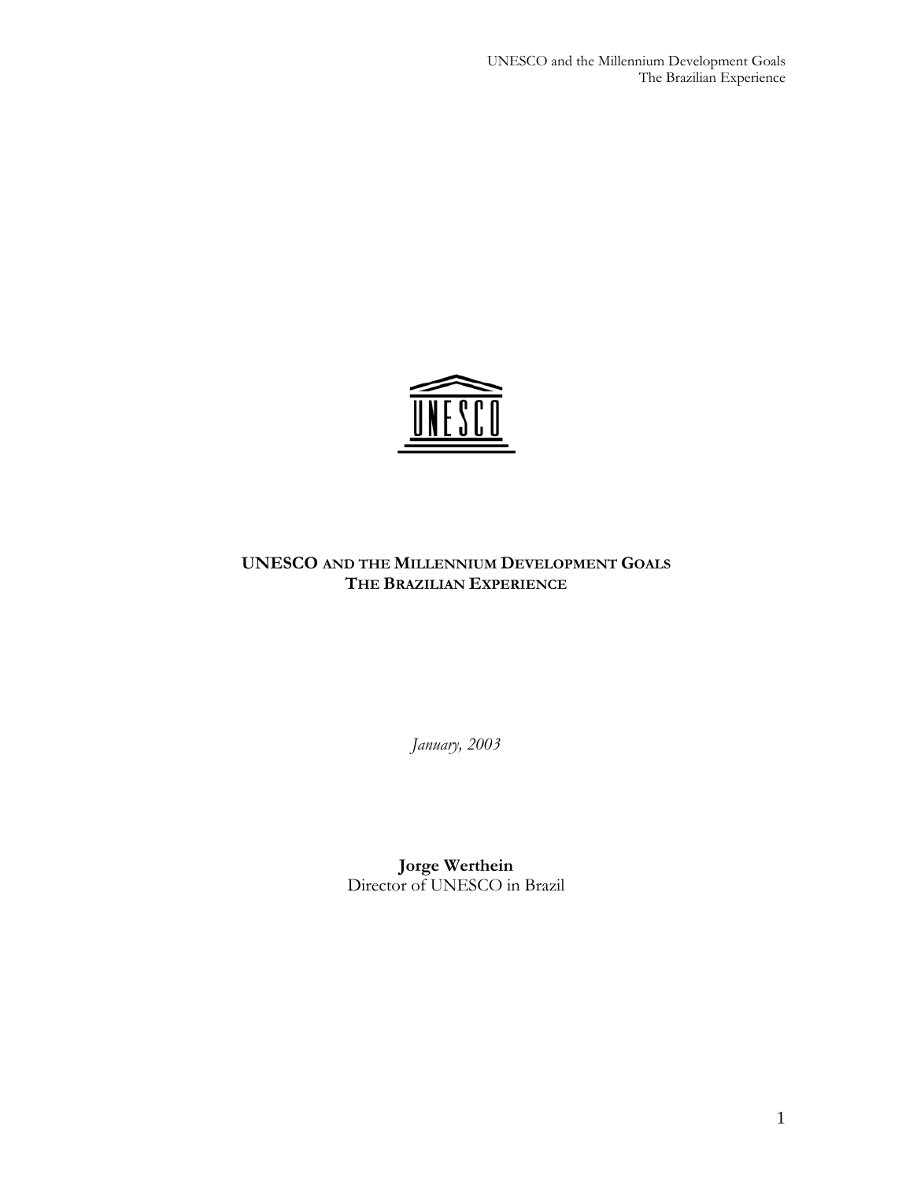# UNESCO AND THE MILLENNIUM DEVELOPMENT GOALS
## THE BRAZILIAN EXPERIENCE

*January, 2003*

**Jorge Werthein**
Director of UNESCO in Brazil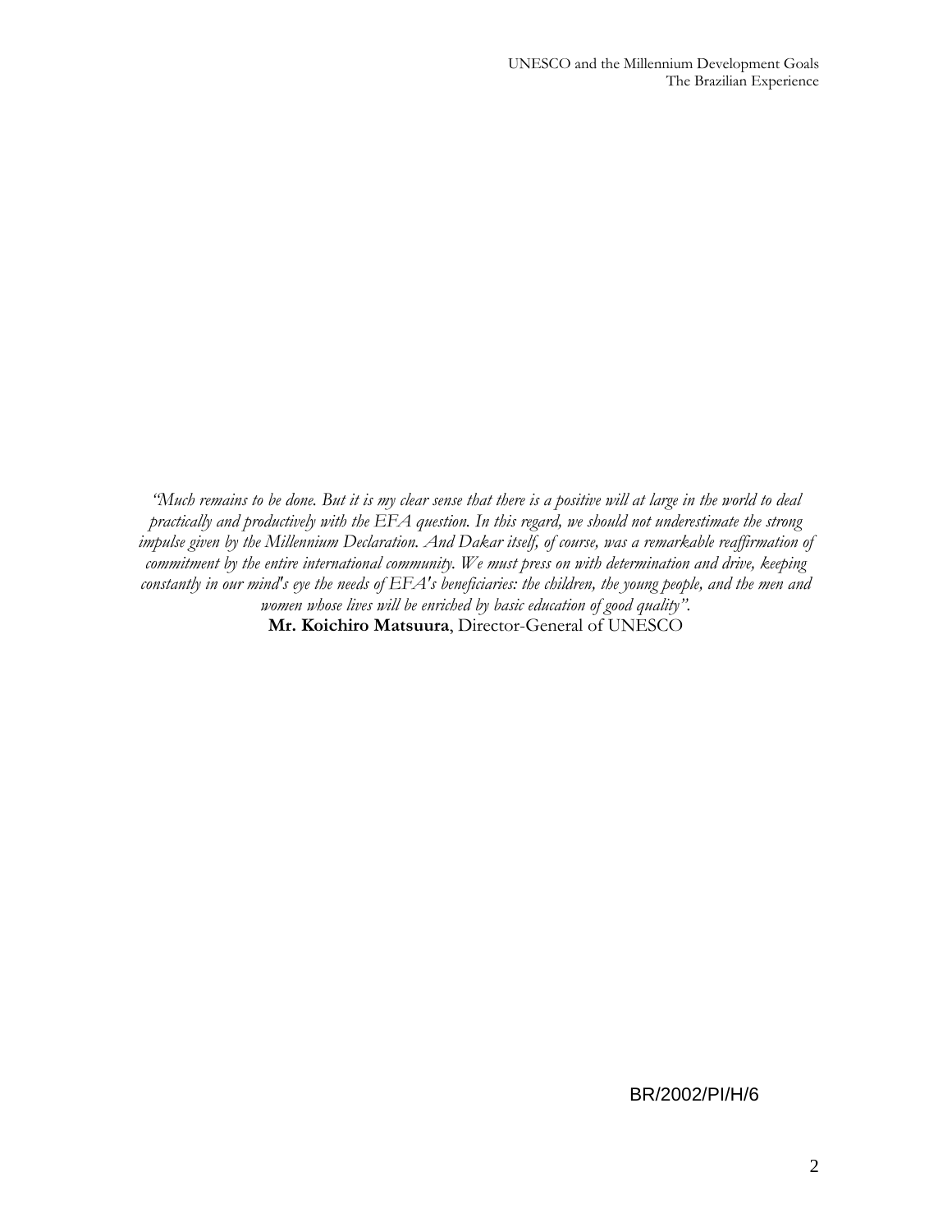*"Much remains to be done. But it is my clear sense that there is a positive will at large in the world to deal practically and productively with the EFA question. In this regard, we should not underestimate the strong impulse given by the Millennium Declaration. And Dakar itself, of course, was a remarkable reaffirmation of commitment by the entire international community. We must press on with determination and drive, keeping constantly in our mind's eye the needs of EFA's beneficiaries: the children, the young people, and the men and women whose lives will be enriched by basic education of good quality".*

**Mr. Koichiro Matsuura**, Director-General of UNESCO

BR/2002/PI/H/6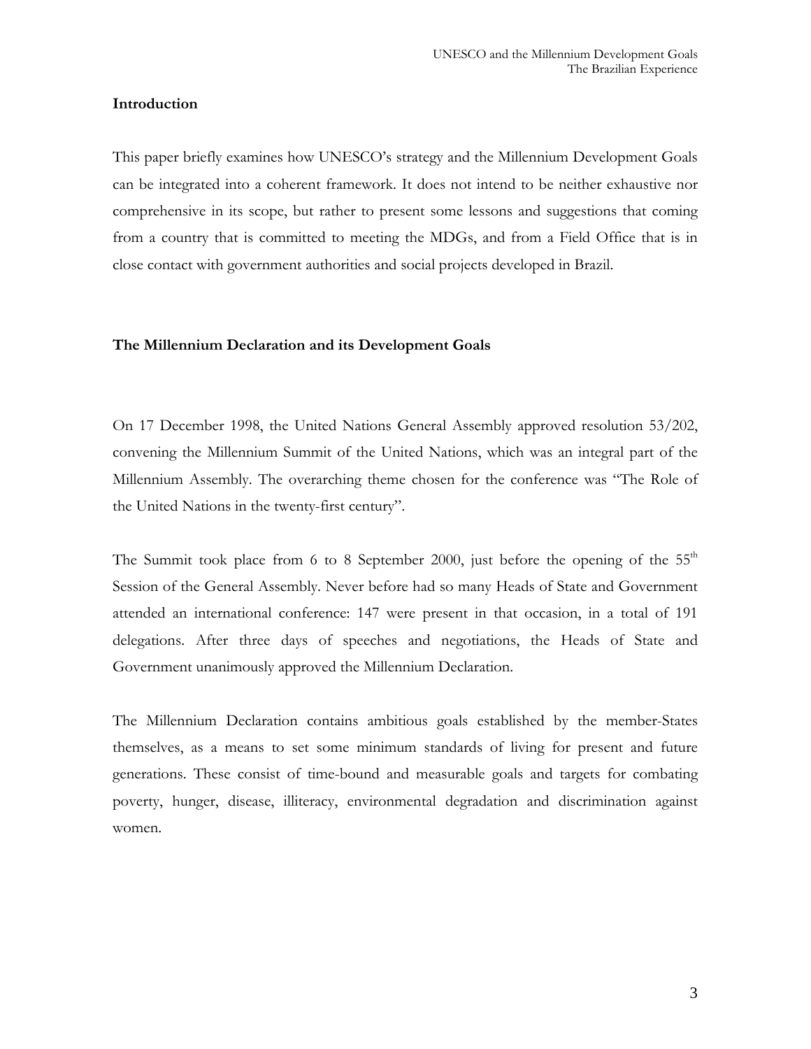## Introduction

This paper briefly examines how UNESCO's strategy and the Millennium Development Goals can be integrated into a coherent framework. It does not intend to be neither exhaustive nor comprehensive in its scope, but rather to present some lessons and suggestions that coming from a country that is committed to meeting the MDGs, and from a Field Office that is in close contact with government authorities and social projects developed in Brazil.

## The Millennium Declaration and its Development Goals

On 17 December 1998, the United Nations General Assembly approved resolution 53/202, convening the Millennium Summit of the United Nations, which was an integral part of the Millennium Assembly. The overarching theme chosen for the conference was "The Role of the United Nations in the twenty-first century".

The Summit took place from 6 to 8 September 2000, just before the opening of the 55th Session of the General Assembly. Never before had so many Heads of State and Government attended an international conference: 147 were present in that occasion, in a total of 191 delegations. After three days of speeches and negotiations, the Heads of State and Government unanimously approved the Millennium Declaration.

The Millennium Declaration contains ambitious goals established by the member-States themselves, as a means to set some minimum standards of living for present and future generations. These consist of time-bound and measurable goals and targets for combating poverty, hunger, disease, illiteracy, environmental degradation and discrimination against women.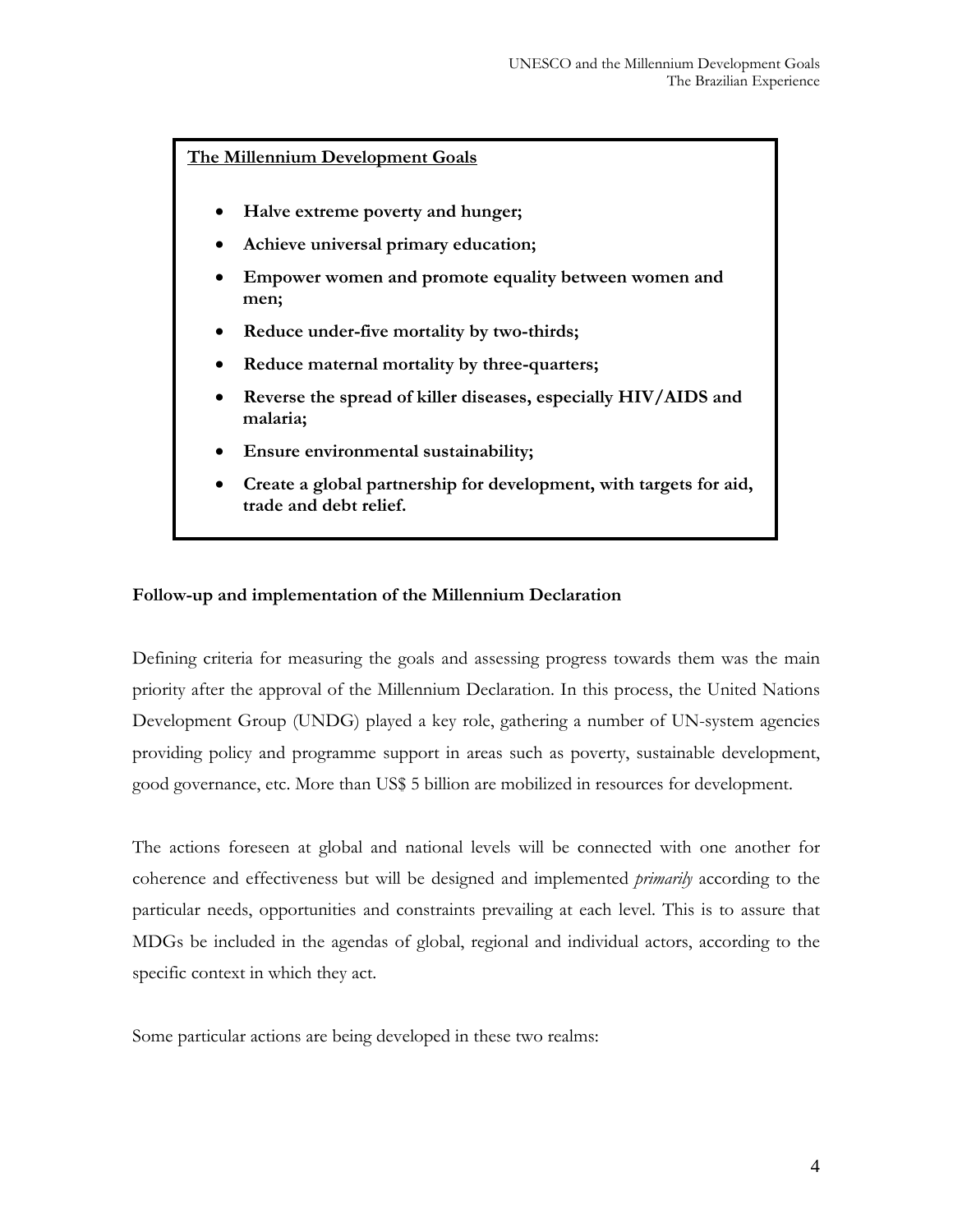**The Millennium Development Goals**

- **Halve extreme poverty and hunger;**
- **Achieve universal primary education;**
- **Empower women and promote equality between women and men;**
- **Reduce under-five mortality by two-thirds;**
- **Reduce maternal mortality by three-quarters;**
- **Reverse the spread of killer diseases, especially HIV/AIDS and malaria;**
- **Ensure environmental sustainability;**
- **Create a global partnership for development, with targets for aid, trade and debt relief.**

### Follow-up and implementation of the Millennium Declaration

Defining criteria for measuring the goals and assessing progress towards them was the main priority after the approval of the Millennium Declaration. In this process, the United Nations Development Group (UNDG) played a key role, gathering a number of UN-system agencies providing policy and programme support in areas such as poverty, sustainable development, good governance, etc. More than US$ 5 billion are mobilized in resources for development.

The actions foreseen at global and national levels will be connected with one another for coherence and effectiveness but will be designed and implemented *primarily* according to the particular needs, opportunities and constraints prevailing at each level. This is to assure that MDGs be included in the agendas of global, regional and individual actors, according to the specific context in which they act.

Some particular actions are being developed in these two realms: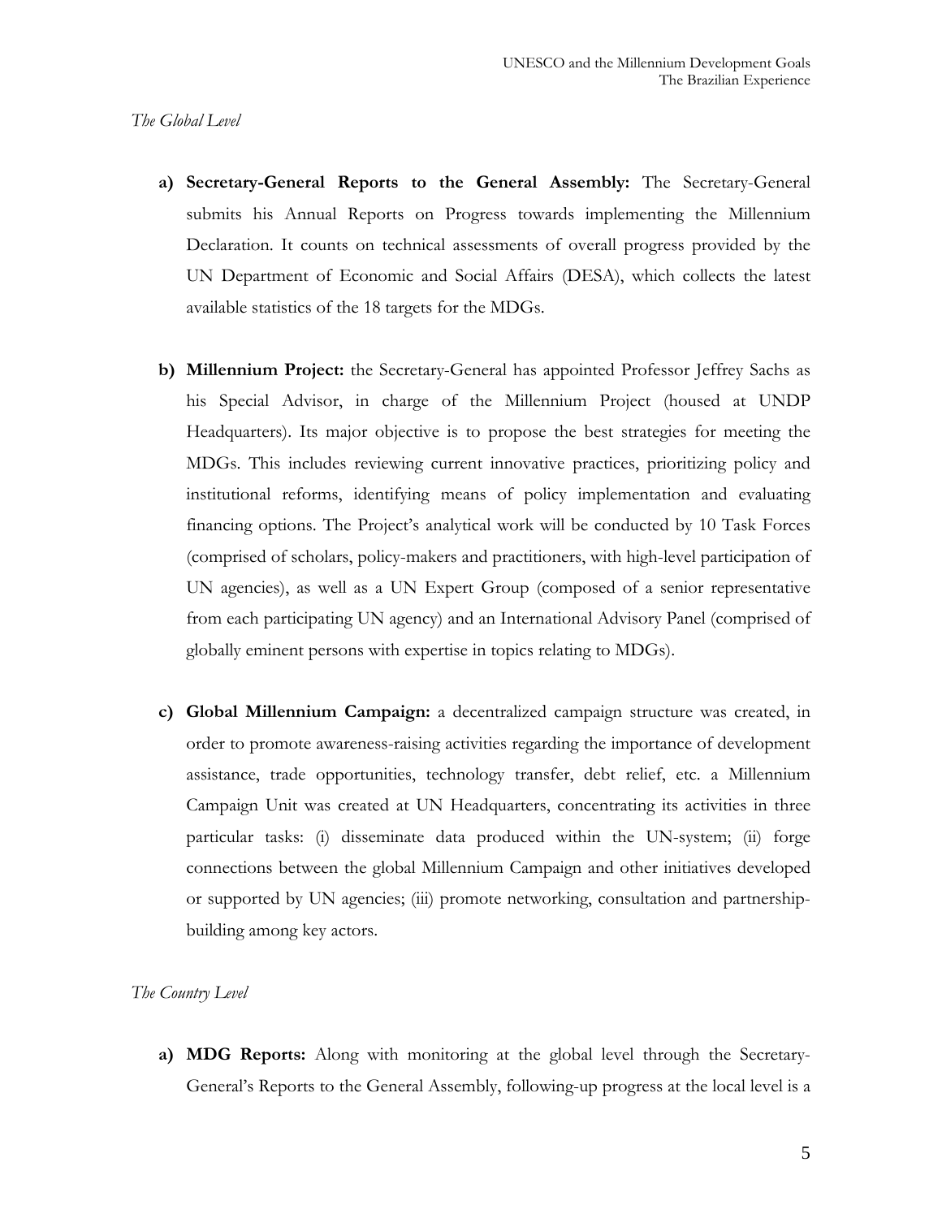*The Global Level*

a) **Secretary-General Reports to the General Assembly:** The Secretary-General submits his Annual Reports on Progress towards implementing the Millennium Declaration. It counts on technical assessments of overall progress provided by the UN Department of Economic and Social Affairs (DESA), which collects the latest available statistics of the 18 targets for the MDGs.

b) **Millennium Project:** the Secretary-General has appointed Professor Jeffrey Sachs as his Special Advisor, in charge of the Millennium Project (housed at UNDP Headquarters). Its major objective is to propose the best strategies for meeting the MDGs. This includes reviewing current innovative practices, prioritizing policy and institutional reforms, identifying means of policy implementation and evaluating financing options. The Project's analytical work will be conducted by 10 Task Forces (comprised of scholars, policy-makers and practitioners, with high-level participation of UN agencies), as well as a UN Expert Group (composed of a senior representative from each participating UN agency) and an International Advisory Panel (comprised of globally eminent persons with expertise in topics relating to MDGs).

c) **Global Millennium Campaign:** a decentralized campaign structure was created, in order to promote awareness-raising activities regarding the importance of development assistance, trade opportunities, technology transfer, debt relief, etc. a Millennium Campaign Unit was created at UN Headquarters, concentrating its activities in three particular tasks: (i) disseminate data produced within the UN-system; (ii) forge connections between the global Millennium Campaign and other initiatives developed or supported by UN agencies; (iii) promote networking, consultation and partnership-building among key actors.

*The Country Level*

a) **MDG Reports:** Along with monitoring at the global level through the Secretary-General's Reports to the General Assembly, following-up progress at the local level is a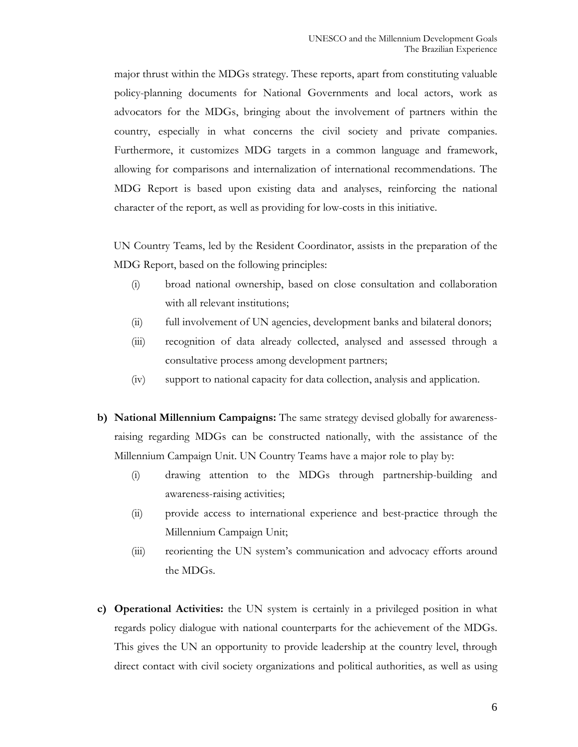major thrust within the MDGs strategy. These reports, apart from constituting valuable policy-planning documents for National Governments and local actors, work as advocators for the MDGs, bringing about the involvement of partners within the country, especially in what concerns the civil society and private companies. Furthermore, it customizes MDG targets in a common language and framework, allowing for comparisons and internalization of international recommendations. The MDG Report is based upon existing data and analyses, reinforcing the national character of the report, as well as providing for low-costs in this initiative.

UN Country Teams, led by the Resident Coordinator, assists in the preparation of the MDG Report, based on the following principles:

(i) broad national ownership, based on close consultation and collaboration with all relevant institutions;

(ii) full involvement of UN agencies, development banks and bilateral donors;

(iii) recognition of data already collected, analysed and assessed through a consultative process among development partners;

(iv) support to national capacity for data collection, analysis and application.

**b) National Millennium Campaigns:** The same strategy devised globally for awareness-raising regarding MDGs can be constructed nationally, with the assistance of the Millennium Campaign Unit. UN Country Teams have a major role to play by:

(i) drawing attention to the MDGs through partnership-building and awareness-raising activities;

(ii) provide access to international experience and best-practice through the Millennium Campaign Unit;

(iii) reorienting the UN system's communication and advocacy efforts around the MDGs.

**c) Operational Activities:** the UN system is certainly in a privileged position in what regards policy dialogue with national counterparts for the achievement of the MDGs. This gives the UN an opportunity to provide leadership at the country level, through direct contact with civil society organizations and political authorities, as well as using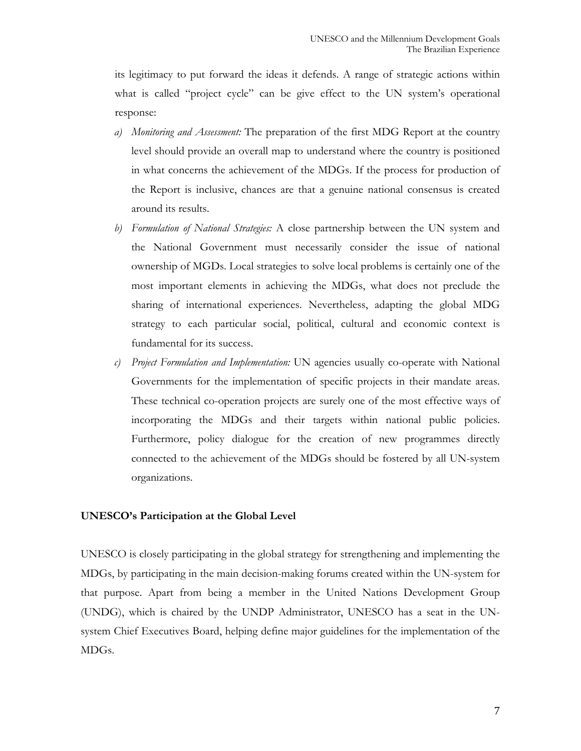its legitimacy to put forward the ideas it defends. A range of strategic actions within what is called "project cycle" can be give effect to the UN system's operational response:

a) *Monitoring and Assessment:* The preparation of the first MDG Report at the country level should provide an overall map to understand where the country is positioned in what concerns the achievement of the MDGs. If the process for production of the Report is inclusive, chances are that a genuine national consensus is created around its results.

b) *Formulation of National Strategies:* A close partnership between the UN system and the National Government must necessarily consider the issue of national ownership of MGDs. Local strategies to solve local problems is certainly one of the most important elements in achieving the MDGs, what does not preclude the sharing of international experiences. Nevertheless, adapting the global MDG strategy to each particular social, political, cultural and economic context is fundamental for its success.

c) *Project Formulation and Implementation:* UN agencies usually co-operate with National Governments for the implementation of specific projects in their mandate areas. These technical co-operation projects are surely one of the most effective ways of incorporating the MDGs and their targets within national public policies. Furthermore, policy dialogue for the creation of new programmes directly connected to the achievement of the MDGs should be fostered by all UN-system organizations.

**UNESCO's Participation at the Global Level**

UNESCO is closely participating in the global strategy for strengthening and implementing the MDGs, by participating in the main decision-making forums created within the UN-system for that purpose. Apart from being a member in the United Nations Development Group (UNDG), which is chaired by the UNDP Administrator, UNESCO has a seat in the UN-system Chief Executives Board, helping define major guidelines for the implementation of the MDGs.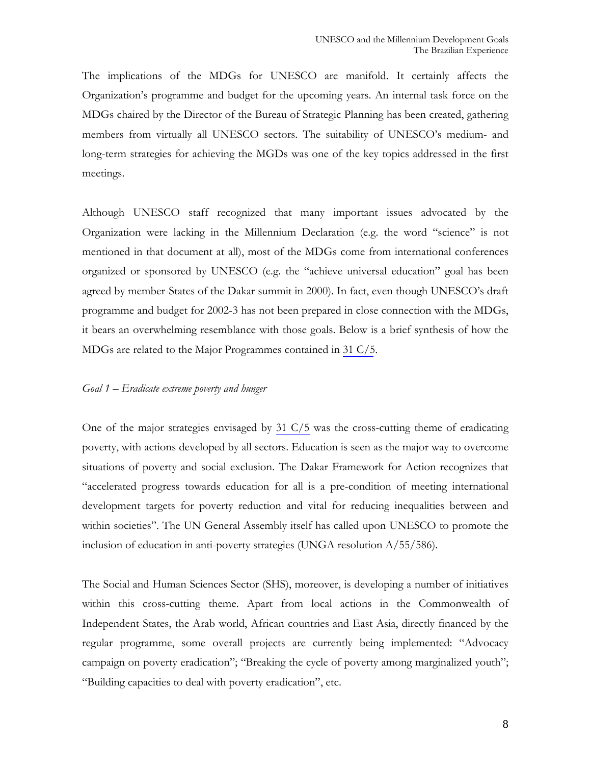The implications of the MDGs for UNESCO are manifold. It certainly affects the Organization's programme and budget for the upcoming years. An internal task force on the MDGs chaired by the Director of the Bureau of Strategic Planning has been created, gathering members from virtually all UNESCO sectors. The suitability of UNESCO's medium- and long-term strategies for achieving the MGDs was one of the key topics addressed in the first meetings.

Although UNESCO staff recognized that many important issues advocated by the Organization were lacking in the Millennium Declaration (e.g. the word "science" is not mentioned in that document at all), most of the MDGs come from international conferences organized or sponsored by UNESCO (e.g. the "achieve universal education" goal has been agreed by member-States of the Dakar summit in 2000). In fact, even though UNESCO's draft programme and budget for 2002-3 has not been prepared in close connection with the MDGs, it bears an overwhelming resemblance with those goals. Below is a brief synthesis of how the MDGs are related to the Major Programmes contained in 31 C/5.

*Goal 1 – Eradicate extreme poverty and hunger*

One of the major strategies envisaged by 31 C/5 was the cross-cutting theme of eradicating poverty, with actions developed by all sectors. Education is seen as the major way to overcome situations of poverty and social exclusion. The Dakar Framework for Action recognizes that "accelerated progress towards education for all is a pre-condition of meeting international development targets for poverty reduction and vital for reducing inequalities between and within societies". The UN General Assembly itself has called upon UNESCO to promote the inclusion of education in anti-poverty strategies (UNGA resolution A/55/586).

The Social and Human Sciences Sector (SHS), moreover, is developing a number of initiatives within this cross-cutting theme. Apart from local actions in the Commonwealth of Independent States, the Arab world, African countries and East Asia, directly financed by the regular programme, some overall projects are currently being implemented: "Advocacy campaign on poverty eradication"; "Breaking the cycle of poverty among marginalized youth"; "Building capacities to deal with poverty eradication", etc.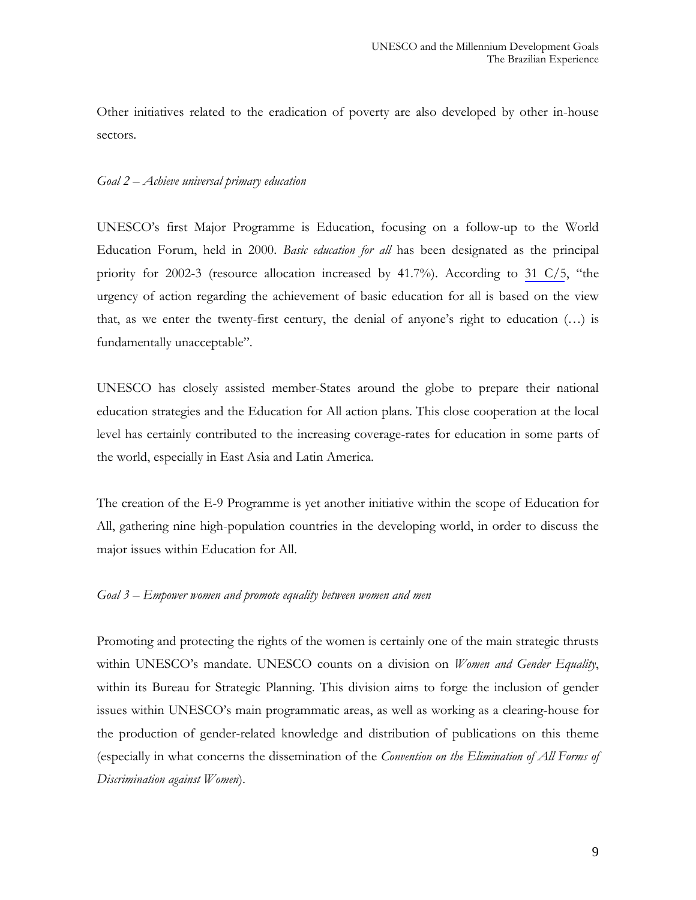Other initiatives related to the eradication of poverty are also developed by other in-house sectors.

*Goal 2 – Achieve universal primary education*

UNESCO's first Major Programme is Education, focusing on a follow-up to the World Education Forum, held in 2000. *Basic education for all* has been designated as the principal priority for 2002-3 (resource allocation increased by 41.7%). According to 31 C/5, "the urgency of action regarding the achievement of basic education for all is based on the view that, as we enter the twenty-first century, the denial of anyone's right to education (…) is fundamentally unacceptable".

UNESCO has closely assisted member-States around the globe to prepare their national education strategies and the Education for All action plans. This close cooperation at the local level has certainly contributed to the increasing coverage-rates for education in some parts of the world, especially in East Asia and Latin America.

The creation of the E-9 Programme is yet another initiative within the scope of Education for All, gathering nine high-population countries in the developing world, in order to discuss the major issues within Education for All.

*Goal 3 – Empower women and promote equality between women and men*

Promoting and protecting the rights of the women is certainly one of the main strategic thrusts within UNESCO's mandate. UNESCO counts on a division on *Women and Gender Equality*, within its Bureau for Strategic Planning. This division aims to forge the inclusion of gender issues within UNESCO's main programmatic areas, as well as working as a clearing-house for the production of gender-related knowledge and distribution of publications on this theme (especially in what concerns the dissemination of the *Convention on the Elimination of All Forms of Discrimination against Women*).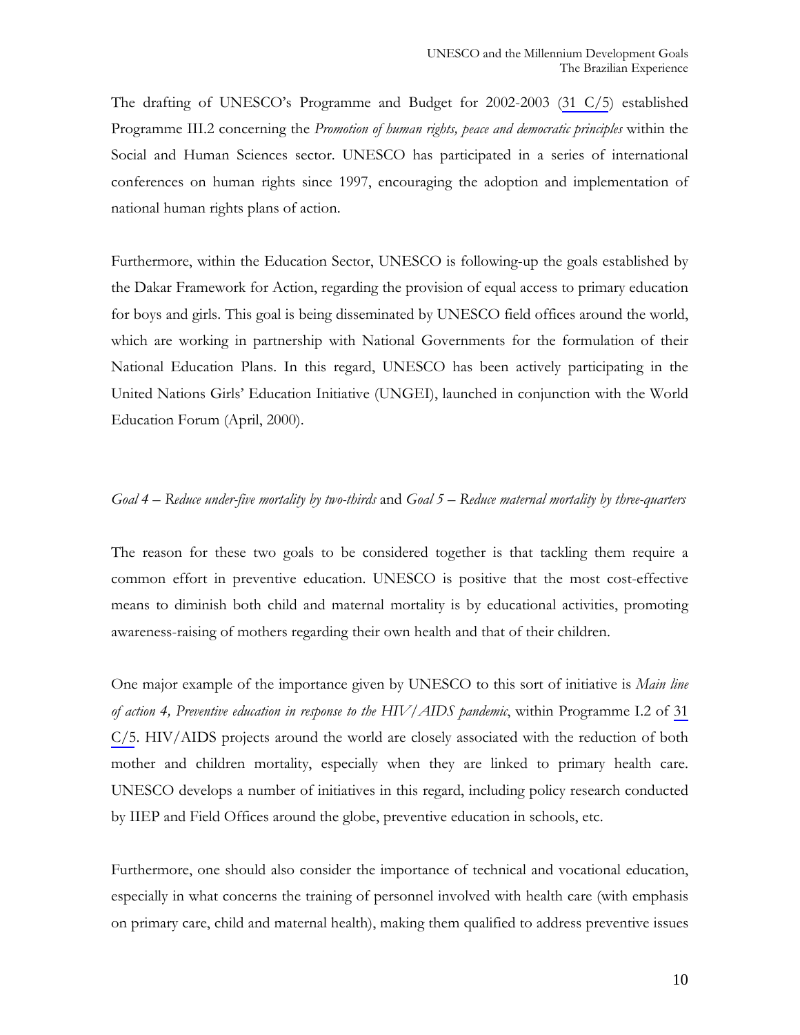The drafting of UNESCO's Programme and Budget for 2002-2003 (31 C/5) established Programme III.2 concerning the *Promotion of human rights, peace and democratic principles* within the Social and Human Sciences sector. UNESCO has participated in a series of international conferences on human rights since 1997, encouraging the adoption and implementation of national human rights plans of action.

Furthermore, within the Education Sector, UNESCO is following-up the goals established by the Dakar Framework for Action, regarding the provision of equal access to primary education for boys and girls. This goal is being disseminated by UNESCO field offices around the world, which are working in partnership with National Governments for the formulation of their National Education Plans. In this regard, UNESCO has been actively participating in the United Nations Girls' Education Initiative (UNGEI), launched in conjunction with the World Education Forum (April, 2000).

*Goal 4 – Reduce under-five mortality by two-thirds* and *Goal 5 – Reduce maternal mortality by three-quarters*

The reason for these two goals to be considered together is that tackling them require a common effort in preventive education. UNESCO is positive that the most cost-effective means to diminish both child and maternal mortality is by educational activities, promoting awareness-raising of mothers regarding their own health and that of their children.

One major example of the importance given by UNESCO to this sort of initiative is *Main line of action 4, Preventive education in response to the HIV/AIDS pandemic*, within Programme I.2 of 31 C/5. HIV/AIDS projects around the world are closely associated with the reduction of both mother and children mortality, especially when they are linked to primary health care. UNESCO develops a number of initiatives in this regard, including policy research conducted by IIEP and Field Offices around the globe, preventive education in schools, etc.

Furthermore, one should also consider the importance of technical and vocational education, especially in what concerns the training of personnel involved with health care (with emphasis on primary care, child and maternal health), making them qualified to address preventive issues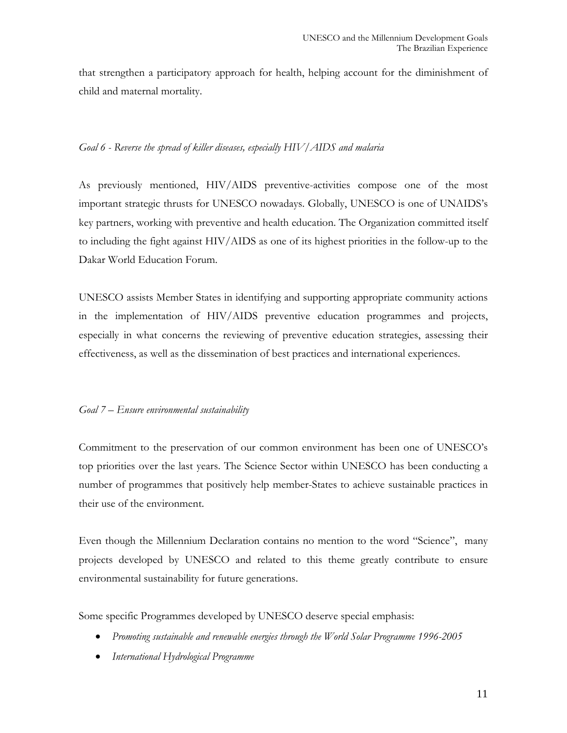that strengthen a participatory approach for health, helping account for the diminishment of child and maternal mortality.

*Goal 6 - Reverse the spread of killer diseases, especially HIV/AIDS and malaria*

As previously mentioned, HIV/AIDS preventive-activities compose one of the most important strategic thrusts for UNESCO nowadays. Globally, UNESCO is one of UNAIDS's key partners, working with preventive and health education. The Organization committed itself to including the fight against HIV/AIDS as one of its highest priorities in the follow-up to the Dakar World Education Forum.

UNESCO assists Member States in identifying and supporting appropriate community actions in the implementation of HIV/AIDS preventive education programmes and projects, especially in what concerns the reviewing of preventive education strategies, assessing their effectiveness, as well as the dissemination of best practices and international experiences.

*Goal 7 – Ensure environmental sustainability*

Commitment to the preservation of our common environment has been one of UNESCO's top priorities over the last years. The Science Sector within UNESCO has been conducting a number of programmes that positively help member-States to achieve sustainable practices in their use of the environment.

Even though the Millennium Declaration contains no mention to the word "Science", many projects developed by UNESCO and related to this theme greatly contribute to ensure environmental sustainability for future generations.

Some specific Programmes developed by UNESCO deserve special emphasis:

- *Promoting sustainable and renewable energies through the World Solar Programme 1996-2005*
- *International Hydrological Programme*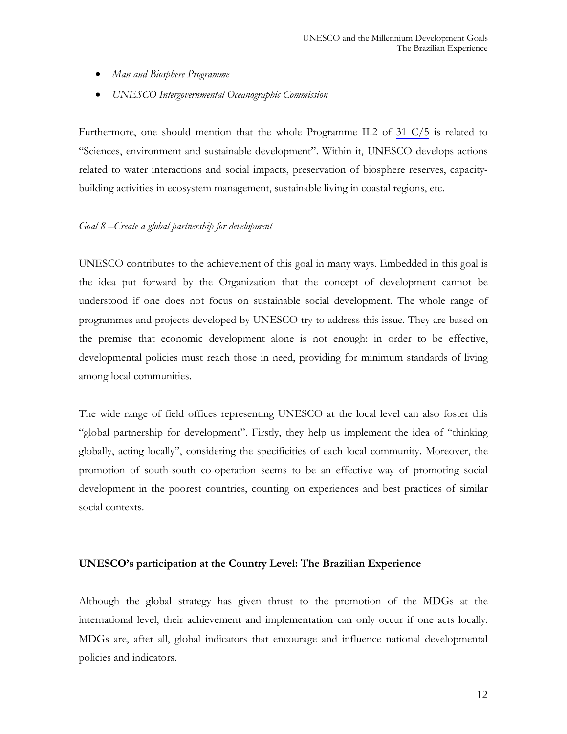- *Man and Biosphere Programme*
- *UNESCO Intergovernmental Oceanographic Commission*

Furthermore, one should mention that the whole Programme II.2 of 31 C/5 is related to "Sciences, environment and sustainable development". Within it, UNESCO develops actions related to water interactions and social impacts, preservation of biosphere reserves, capacity-building activities in ecosystem management, sustainable living in coastal regions, etc.

*Goal 8 –Create a global partnership for development*

UNESCO contributes to the achievement of this goal in many ways. Embedded in this goal is the idea put forward by the Organization that the concept of development cannot be understood if one does not focus on sustainable social development. The whole range of programmes and projects developed by UNESCO try to address this issue. They are based on the premise that economic development alone is not enough: in order to be effective, developmental policies must reach those in need, providing for minimum standards of living among local communities.

The wide range of field offices representing UNESCO at the local level can also foster this "global partnership for development". Firstly, they help us implement the idea of "thinking globally, acting locally", considering the specificities of each local community. Moreover, the promotion of south-south co-operation seems to be an effective way of promoting social development in the poorest countries, counting on experiences and best practices of similar social contexts.

**UNESCO's participation at the Country Level: The Brazilian Experience**

Although the global strategy has given thrust to the promotion of the MDGs at the international level, their achievement and implementation can only occur if one acts locally. MDGs are, after all, global indicators that encourage and influence national developmental policies and indicators.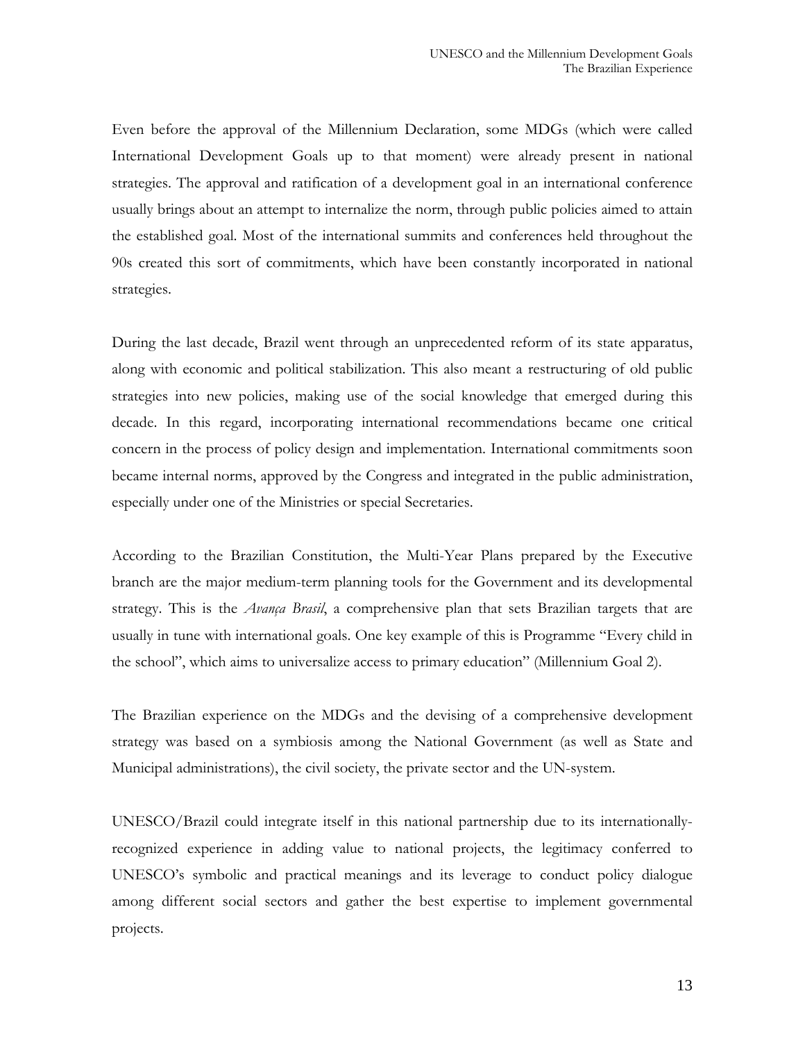Even before the approval of the Millennium Declaration, some MDGs (which were called International Development Goals up to that moment) were already present in national strategies. The approval and ratification of a development goal in an international conference usually brings about an attempt to internalize the norm, through public policies aimed to attain the established goal. Most of the international summits and conferences held throughout the 90s created this sort of commitments, which have been constantly incorporated in national strategies.

During the last decade, Brazil went through an unprecedented reform of its state apparatus, along with economic and political stabilization. This also meant a restructuring of old public strategies into new policies, making use of the social knowledge that emerged during this decade. In this regard, incorporating international recommendations became one critical concern in the process of policy design and implementation. International commitments soon became internal norms, approved by the Congress and integrated in the public administration, especially under one of the Ministries or special Secretaries.

According to the Brazilian Constitution, the Multi-Year Plans prepared by the Executive branch are the major medium-term planning tools for the Government and its developmental strategy. This is the *Avança Brasil*, a comprehensive plan that sets Brazilian targets that are usually in tune with international goals. One key example of this is Programme "Every child in the school", which aims to universalize access to primary education" (Millennium Goal 2).

The Brazilian experience on the MDGs and the devising of a comprehensive development strategy was based on a symbiosis among the National Government (as well as State and Municipal administrations), the civil society, the private sector and the UN-system.

UNESCO/Brazil could integrate itself in this national partnership due to its internationally-recognized experience in adding value to national projects, the legitimacy conferred to UNESCO's symbolic and practical meanings and its leverage to conduct policy dialogue among different social sectors and gather the best expertise to implement governmental projects.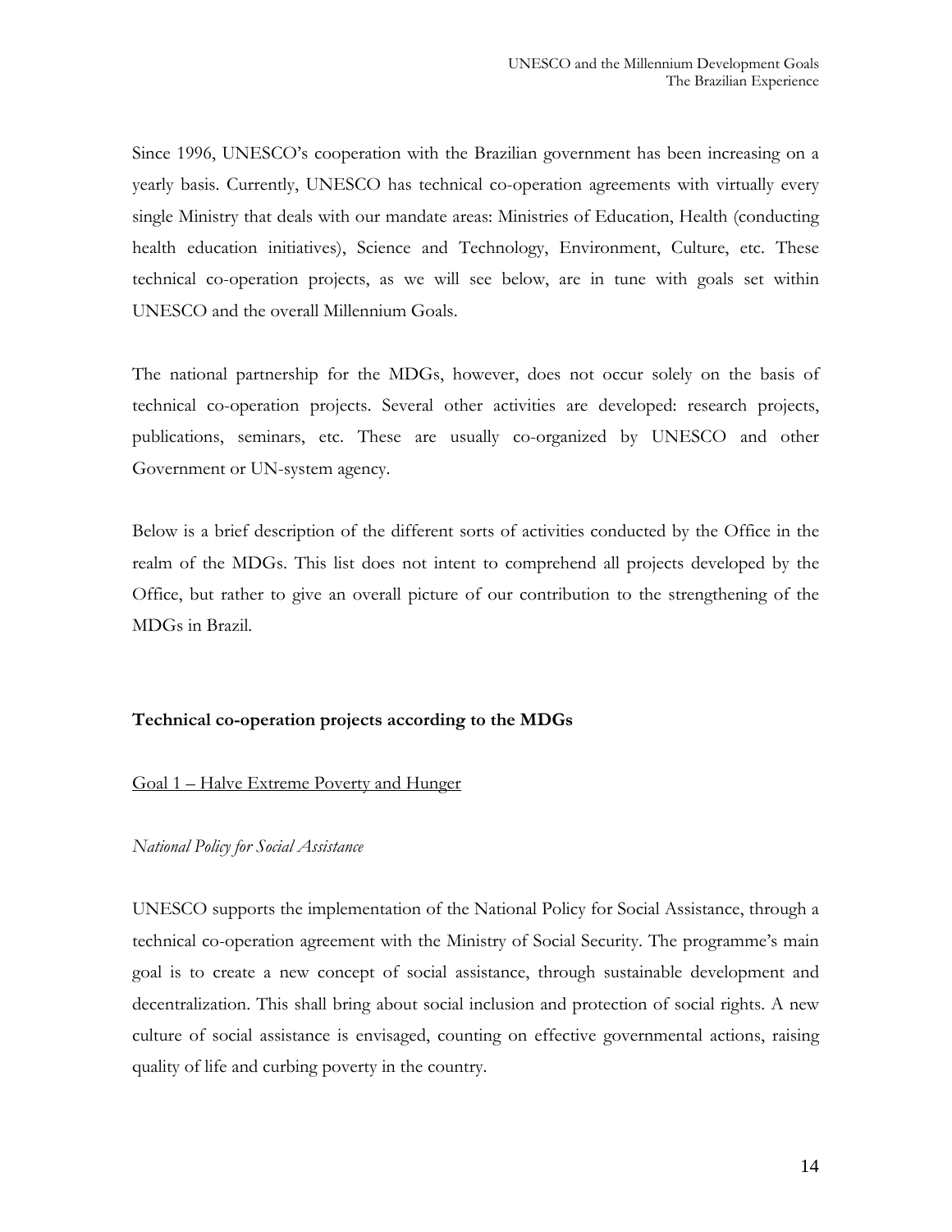Since 1996, UNESCO's cooperation with the Brazilian government has been increasing on a yearly basis. Currently, UNESCO has technical co-operation agreements with virtually every single Ministry that deals with our mandate areas: Ministries of Education, Health (conducting health education initiatives), Science and Technology, Environment, Culture, etc. These technical co-operation projects, as we will see below, are in tune with goals set within UNESCO and the overall Millennium Goals.

The national partnership for the MDGs, however, does not occur solely on the basis of technical co-operation projects. Several other activities are developed: research projects, publications, seminars, etc. These are usually co-organized by UNESCO and other Government or UN-system agency.

Below is a brief description of the different sorts of activities conducted by the Office in the realm of the MDGs. This list does not intent to comprehend all projects developed by the Office, but rather to give an overall picture of our contribution to the strengthening of the MDGs in Brazil.

**Technical co-operation projects according to the MDGs**

Goal 1 – Halve Extreme Poverty and Hunger

*National Policy for Social Assistance*

UNESCO supports the implementation of the National Policy for Social Assistance, through a technical co-operation agreement with the Ministry of Social Security. The programme's main goal is to create a new concept of social assistance, through sustainable development and decentralization. This shall bring about social inclusion and protection of social rights. A new culture of social assistance is envisaged, counting on effective governmental actions, raising quality of life and curbing poverty in the country.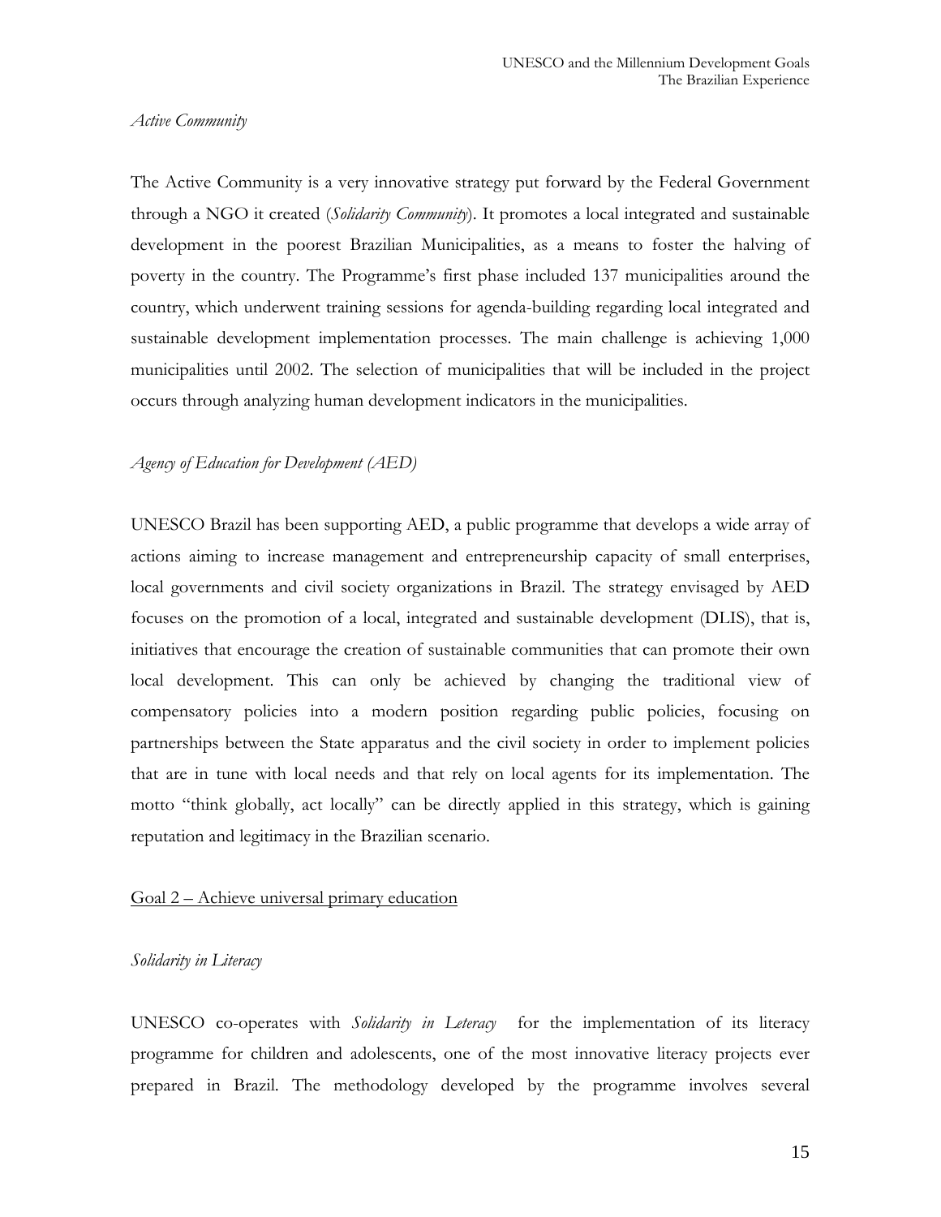*Active Community*

The Active Community is a very innovative strategy put forward by the Federal Government through a NGO it created (*Solidarity Community*). It promotes a local integrated and sustainable development in the poorest Brazilian Municipalities, as a means to foster the halving of poverty in the country. The Programme's first phase included 137 municipalities around the country, which underwent training sessions for agenda-building regarding local integrated and sustainable development implementation processes. The main challenge is achieving 1,000 municipalities until 2002. The selection of municipalities that will be included in the project occurs through analyzing human development indicators in the municipalities.

*Agency of Education for Development (AED)*

UNESCO Brazil has been supporting AED, a public programme that develops a wide array of actions aiming to increase management and entrepreneurship capacity of small enterprises, local governments and civil society organizations in Brazil. The strategy envisaged by AED focuses on the promotion of a local, integrated and sustainable development (DLIS), that is, initiatives that encourage the creation of sustainable communities that can promote their own local development. This can only be achieved by changing the traditional view of compensatory policies into a modern position regarding public policies, focusing on partnerships between the State apparatus and the civil society in order to implement policies that are in tune with local needs and that rely on local agents for its implementation. The motto "think globally, act locally" can be directly applied in this strategy, which is gaining reputation and legitimacy in the Brazilian scenario.

<u>Goal 2 – Achieve universal primary education</u>

*Solidarity in Literacy*

UNESCO co-operates with *Solidarity in Leteracy* for the implementation of its literacy programme for children and adolescents, one of the most innovative literacy projects ever prepared in Brazil. The methodology developed by the programme involves several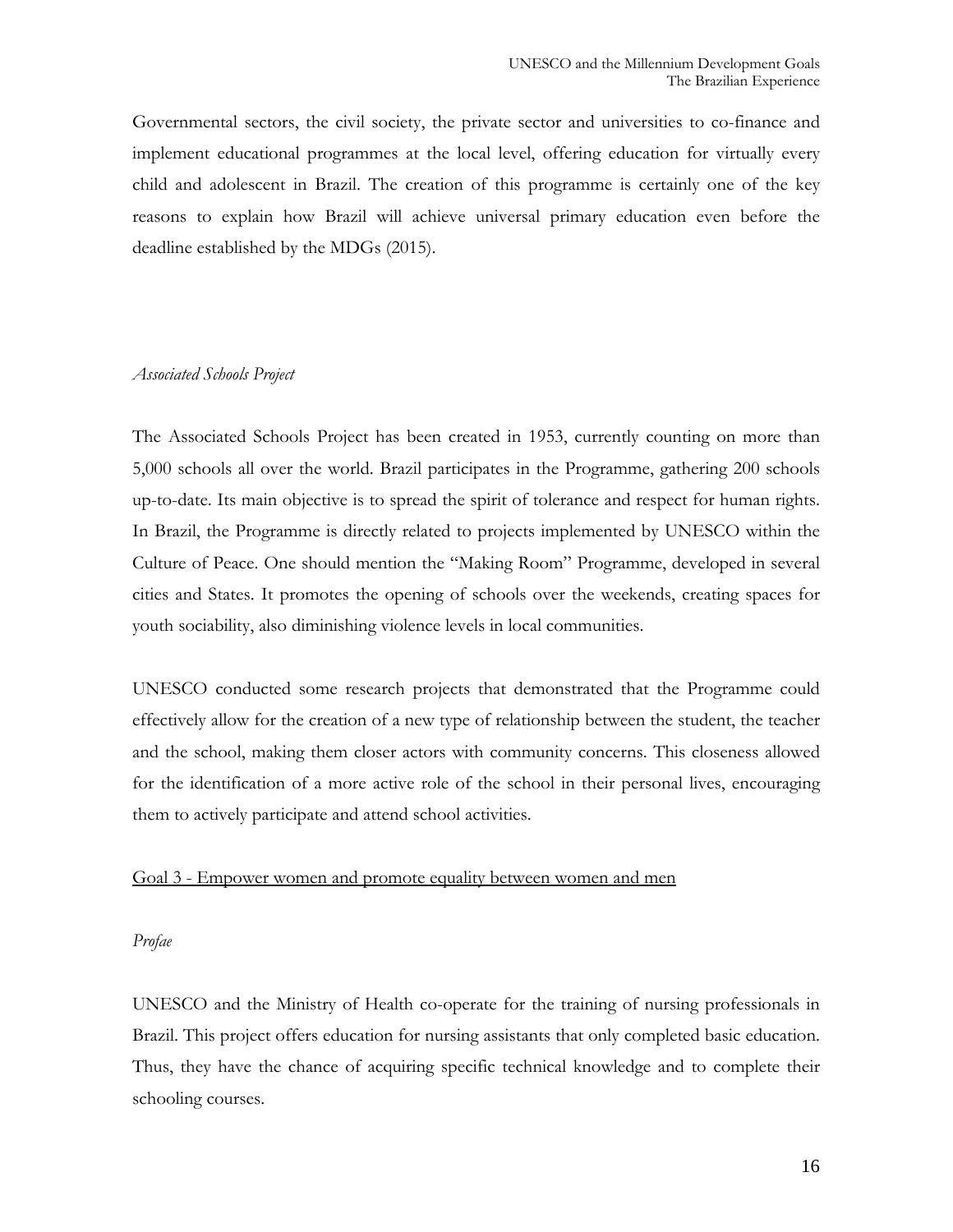Governmental sectors, the civil society, the private sector and universities to co-finance and implement educational programmes at the local level, offering education for virtually every child and adolescent in Brazil. The creation of this programme is certainly one of the key reasons to explain how Brazil will achieve universal primary education even before the deadline established by the MDGs (2015).

*Associated Schools Project*

The Associated Schools Project has been created in 1953, currently counting on more than 5,000 schools all over the world. Brazil participates in the Programme, gathering 200 schools up-to-date. Its main objective is to spread the spirit of tolerance and respect for human rights. In Brazil, the Programme is directly related to projects implemented by UNESCO within the Culture of Peace. One should mention the "Making Room" Programme, developed in several cities and States. It promotes the opening of schools over the weekends, creating spaces for youth sociability, also diminishing violence levels in local communities.

UNESCO conducted some research projects that demonstrated that the Programme could effectively allow for the creation of a new type of relationship between the student, the teacher and the school, making them closer actors with community concerns. This closeness allowed for the identification of a more active role of the school in their personal lives, encouraging them to actively participate and attend school activities.

<u>Goal 3 - Empower women and promote equality between women and men</u>

*Profae*

UNESCO and the Ministry of Health co-operate for the training of nursing professionals in Brazil. This project offers education for nursing assistants that only completed basic education. Thus, they have the chance of acquiring specific technical knowledge and to complete their schooling courses.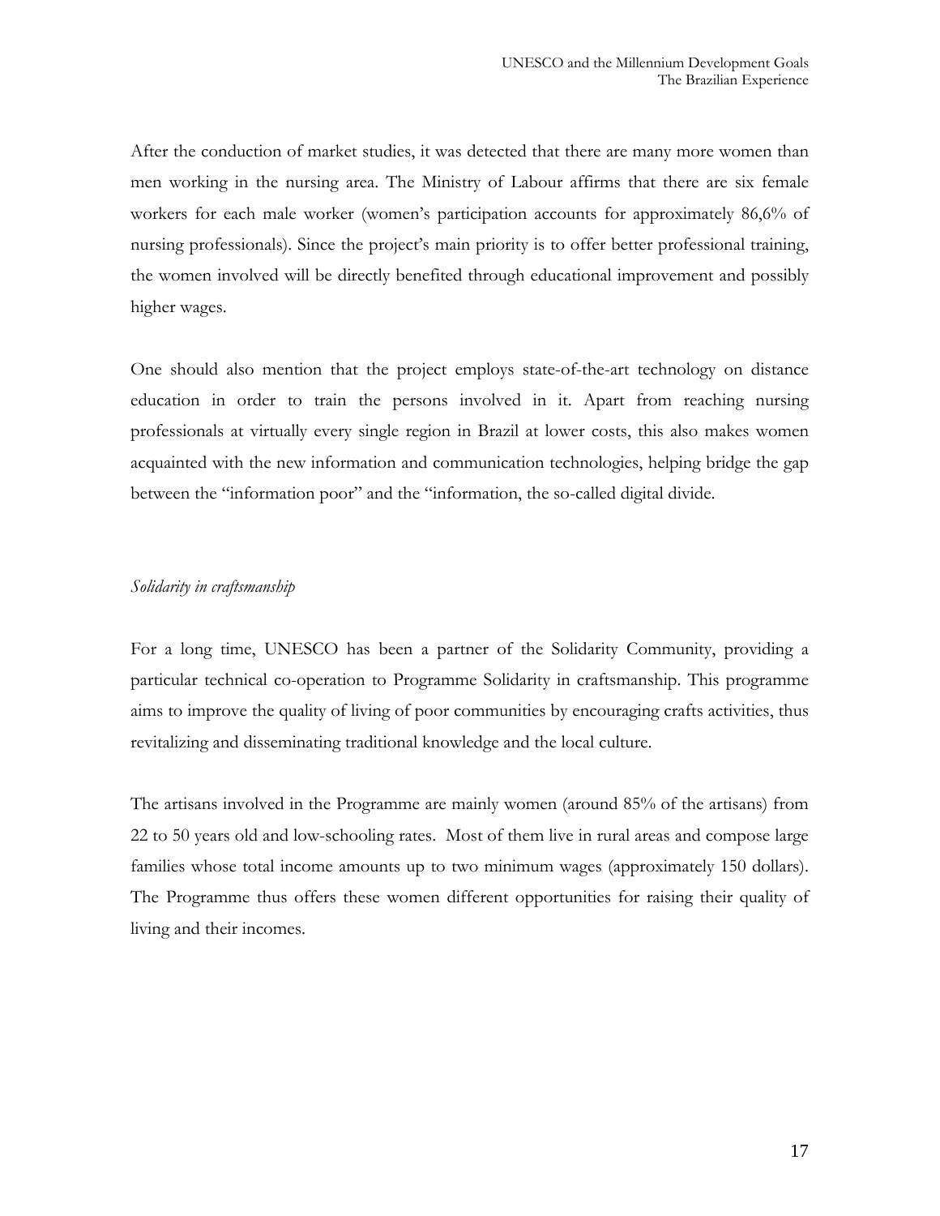After the conduction of market studies, it was detected that there are many more women than men working in the nursing area. The Ministry of Labour affirms that there are six female workers for each male worker (women's participation accounts for approximately 86,6% of nursing professionals). Since the project's main priority is to offer better professional training, the women involved will be directly benefited through educational improvement and possibly higher wages.

One should also mention that the project employs state-of-the-art technology on distance education in order to train the persons involved in it. Apart from reaching nursing professionals at virtually every single region in Brazil at lower costs, this also makes women acquainted with the new information and communication technologies, helping bridge the gap between the "information poor" and the "information, the so-called digital divide.

*Solidarity in craftsmanship*

For a long time, UNESCO has been a partner of the Solidarity Community, providing a particular technical co-operation to Programme Solidarity in craftsmanship. This programme aims to improve the quality of living of poor communities by encouraging crafts activities, thus revitalizing and disseminating traditional knowledge and the local culture.

The artisans involved in the Programme are mainly women (around 85% of the artisans) from 22 to 50 years old and low-schooling rates. Most of them live in rural areas and compose large families whose total income amounts up to two minimum wages (approximately 150 dollars). The Programme thus offers these women different opportunities for raising their quality of living and their incomes.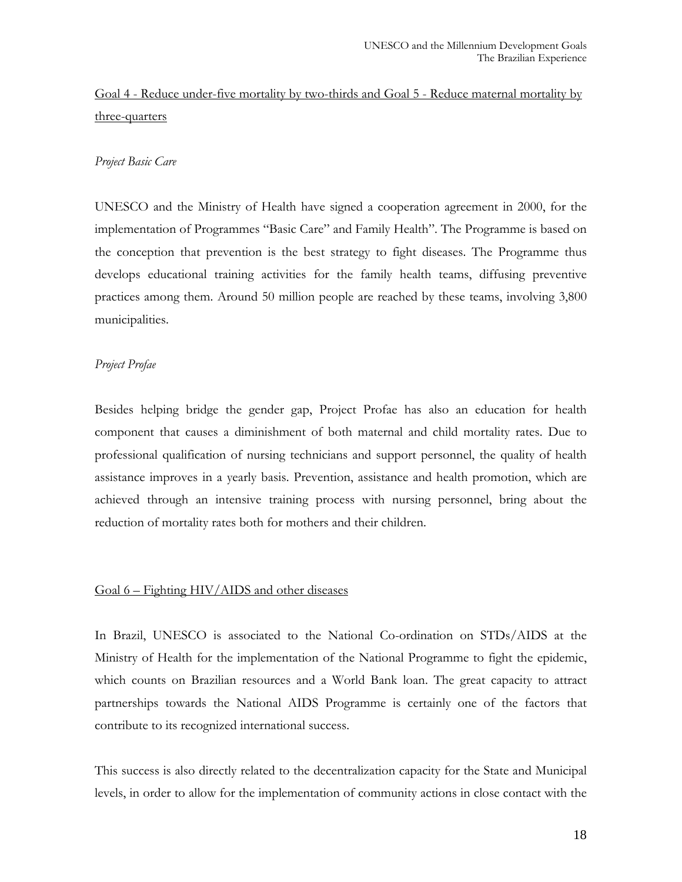Goal 4 - Reduce under-five mortality by two-thirds and Goal 5 - Reduce maternal mortality by three-quarters

*Project Basic Care*

UNESCO and the Ministry of Health have signed a cooperation agreement in 2000, for the implementation of Programmes "Basic Care" and Family Health". The Programme is based on the conception that prevention is the best strategy to fight diseases. The Programme thus develops educational training activities for the family health teams, diffusing preventive practices among them. Around 50 million people are reached by these teams, involving 3,800 municipalities.

*Project Profae*

Besides helping bridge the gender gap, Project Profae has also an education for health component that causes a diminishment of both maternal and child mortality rates. Due to professional qualification of nursing technicians and support personnel, the quality of health assistance improves in a yearly basis. Prevention, assistance and health promotion, which are achieved through an intensive training process with nursing personnel, bring about the reduction of mortality rates both for mothers and their children.

Goal 6 – Fighting HIV/AIDS and other diseases

In Brazil, UNESCO is associated to the National Co-ordination on STDs/AIDS at the Ministry of Health for the implementation of the National Programme to fight the epidemic, which counts on Brazilian resources and a World Bank loan. The great capacity to attract partnerships towards the National AIDS Programme is certainly one of the factors that contribute to its recognized international success.

This success is also directly related to the decentralization capacity for the State and Municipal levels, in order to allow for the implementation of community actions in close contact with the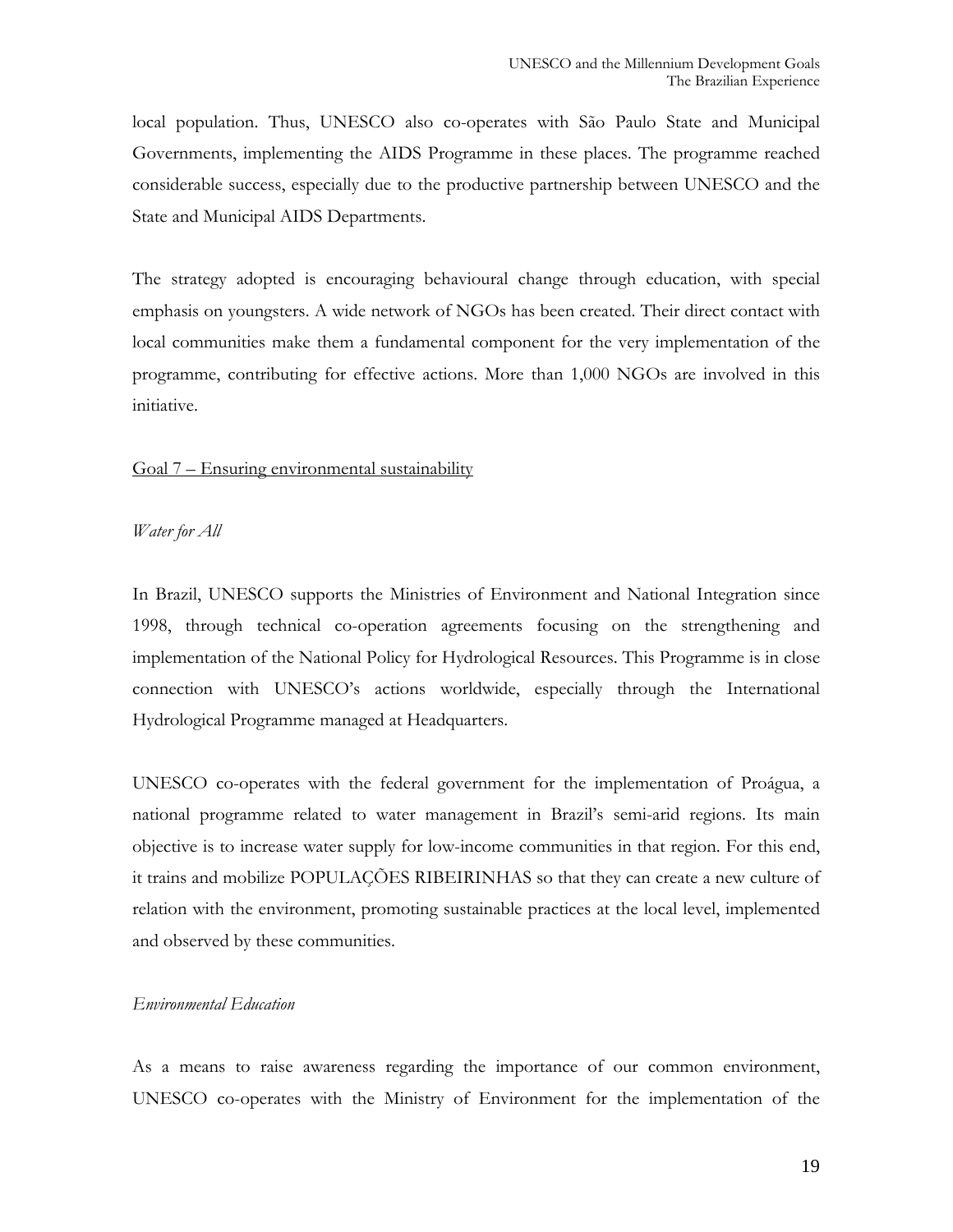local population. Thus, UNESCO also co-operates with São Paulo State and Municipal Governments, implementing the AIDS Programme in these places. The programme reached considerable success, especially due to the productive partnership between UNESCO and the State and Municipal AIDS Departments.

The strategy adopted is encouraging behavioural change through education, with special emphasis on youngsters. A wide network of NGOs has been created. Their direct contact with local communities make them a fundamental component for the very implementation of the programme, contributing for effective actions. More than 1,000 NGOs are involved in this initiative.

<u>Goal 7 – Ensuring environmental sustainability</u>

*Water for All*

In Brazil, UNESCO supports the Ministries of Environment and National Integration since 1998, through technical co-operation agreements focusing on the strengthening and implementation of the National Policy for Hydrological Resources. This Programme is in close connection with UNESCO's actions worldwide, especially through the International Hydrological Programme managed at Headquarters.

UNESCO co-operates with the federal government for the implementation of Proágua, a national programme related to water management in Brazil's semi-arid regions. Its main objective is to increase water supply for low-income communities in that region. For this end, it trains and mobilize POPULAÇÕES RIBEIRINHAS so that they can create a new culture of relation with the environment, promoting sustainable practices at the local level, implemented and observed by these communities.

*Environmental Education*

As a means to raise awareness regarding the importance of our common environment, UNESCO co-operates with the Ministry of Environment for the implementation of the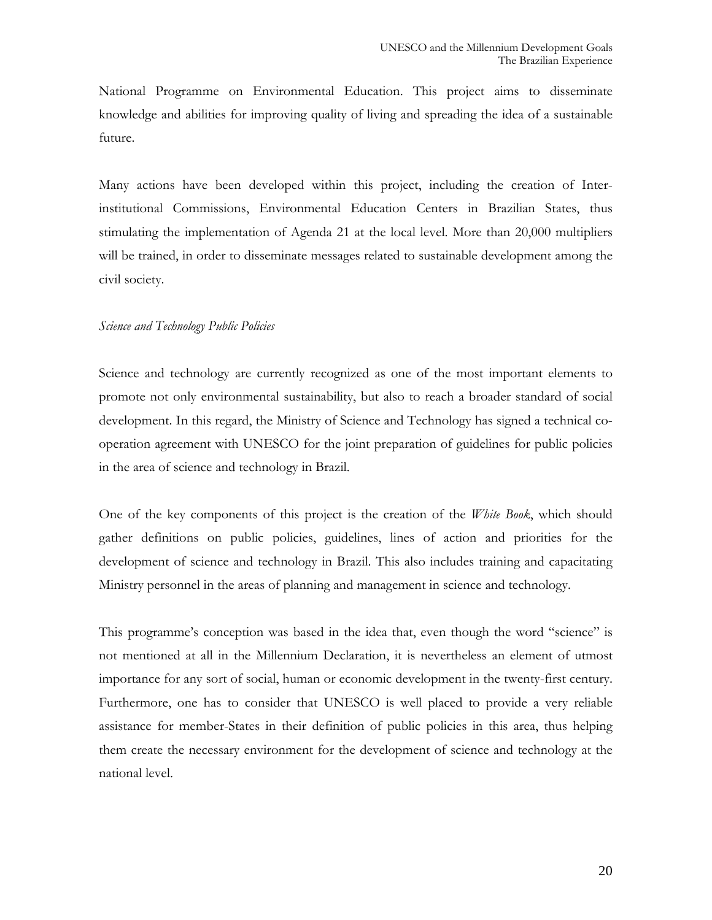National Programme on Environmental Education. This project aims to disseminate knowledge and abilities for improving quality of living and spreading the idea of a sustainable future.

Many actions have been developed within this project, including the creation of Inter-institutional Commissions, Environmental Education Centers in Brazilian States, thus stimulating the implementation of Agenda 21 at the local level. More than 20,000 multipliers will be trained, in order to disseminate messages related to sustainable development among the civil society.

*Science and Technology Public Policies*

Science and technology are currently recognized as one of the most important elements to promote not only environmental sustainability, but also to reach a broader standard of social development. In this regard, the Ministry of Science and Technology has signed a technical co-operation agreement with UNESCO for the joint preparation of guidelines for public policies in the area of science and technology in Brazil.

One of the key components of this project is the creation of the *White Book*, which should gather definitions on public policies, guidelines, lines of action and priorities for the development of science and technology in Brazil. This also includes training and capacitating Ministry personnel in the areas of planning and management in science and technology.

This programme's conception was based in the idea that, even though the word "science" is not mentioned at all in the Millennium Declaration, it is nevertheless an element of utmost importance for any sort of social, human or economic development in the twenty-first century. Furthermore, one has to consider that UNESCO is well placed to provide a very reliable assistance for member-States in their definition of public policies in this area, thus helping them create the necessary environment for the development of science and technology at the national level.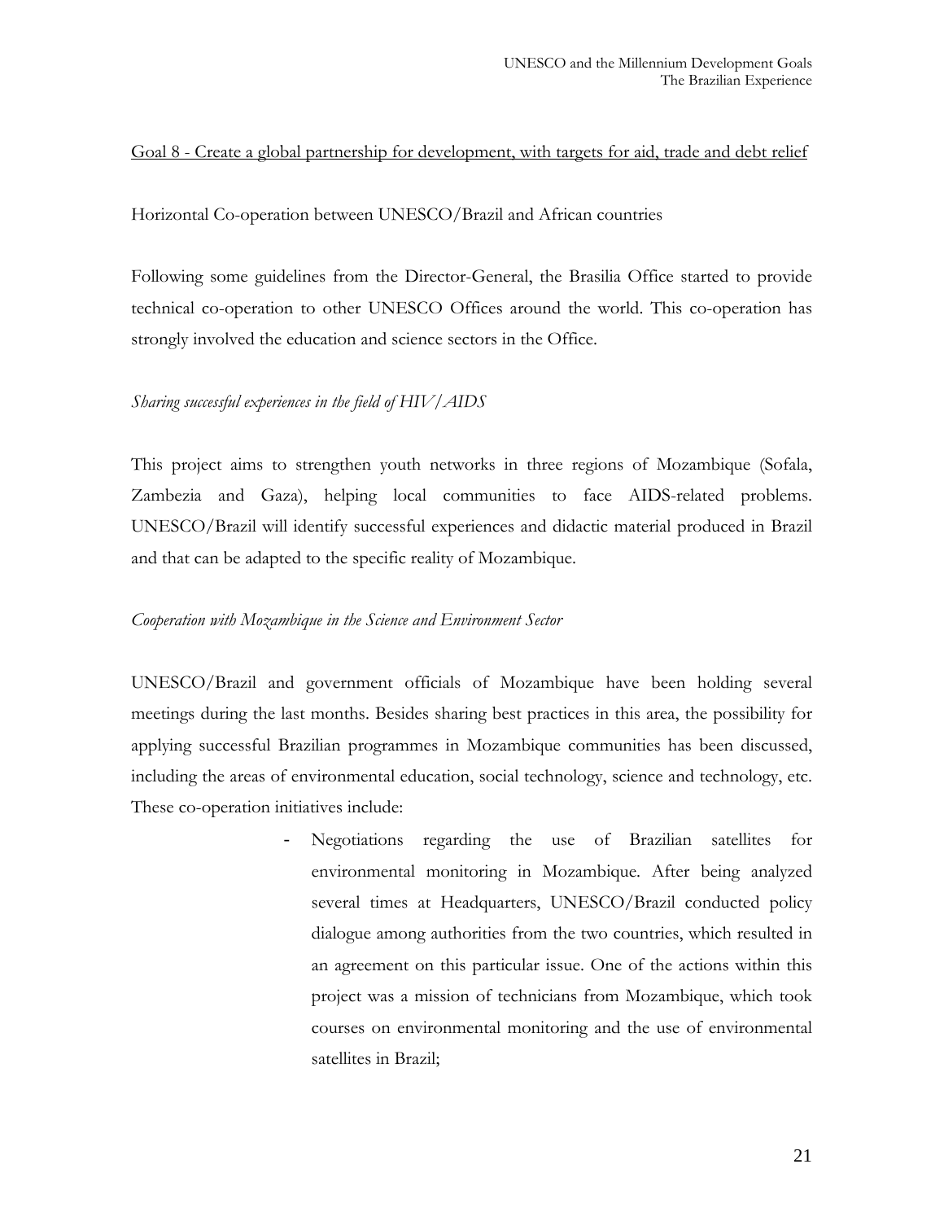Goal 8 - Create a global partnership for development, with targets for aid, trade and debt relief

Horizontal Co-operation between UNESCO/Brazil and African countries

Following some guidelines from the Director-General, the Brasilia Office started to provide technical co-operation to other UNESCO Offices around the world. This co-operation has strongly involved the education and science sectors in the Office.

*Sharing successful experiences in the field of HIV/AIDS*

This project aims to strengthen youth networks in three regions of Mozambique (Sofala, Zambezia and Gaza), helping local communities to face AIDS-related problems. UNESCO/Brazil will identify successful experiences and didactic material produced in Brazil and that can be adapted to the specific reality of Mozambique.

*Cooperation with Mozambique in the Science and Environment Sector*

UNESCO/Brazil and government officials of Mozambique have been holding several meetings during the last months. Besides sharing best practices in this area, the possibility for applying successful Brazilian programmes in Mozambique communities has been discussed, including the areas of environmental education, social technology, science and technology, etc. These co-operation initiatives include:

- Negotiations regarding the use of Brazilian satellites for environmental monitoring in Mozambique. After being analyzed several times at Headquarters, UNESCO/Brazil conducted policy dialogue among authorities from the two countries, which resulted in an agreement on this particular issue. One of the actions within this project was a mission of technicians from Mozambique, which took courses on environmental monitoring and the use of environmental satellites in Brazil;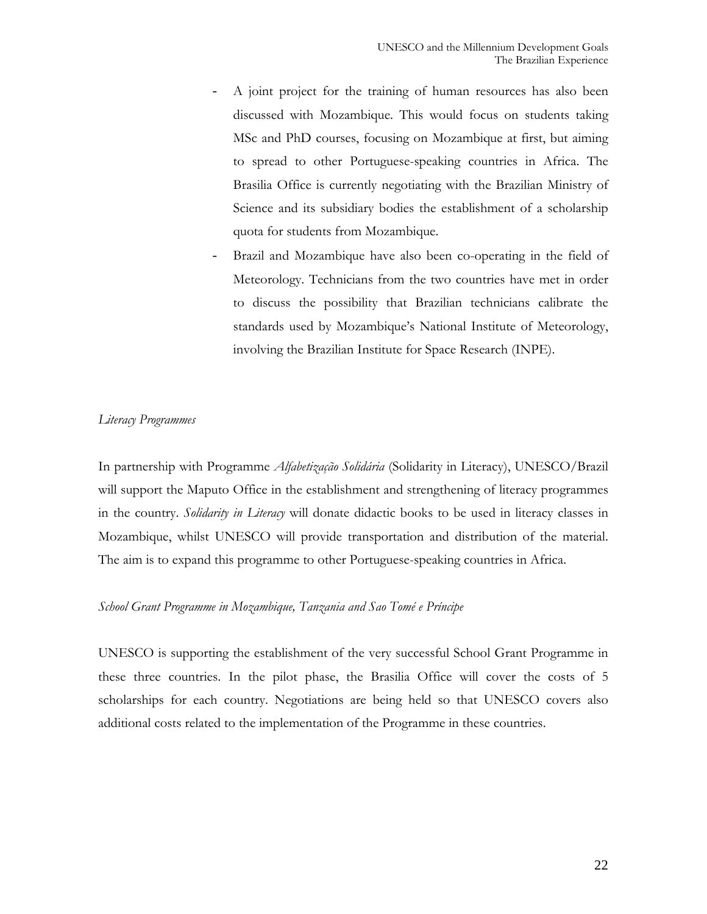- A joint project for the training of human resources has also been discussed with Mozambique. This would focus on students taking MSc and PhD courses, focusing on Mozambique at first, but aiming to spread to other Portuguese-speaking countries in Africa. The Brasilia Office is currently negotiating with the Brazilian Ministry of Science and its subsidiary bodies the establishment of a scholarship quota for students from Mozambique.
- Brazil and Mozambique have also been co-operating in the field of Meteorology. Technicians from the two countries have met in order to discuss the possibility that Brazilian technicians calibrate the standards used by Mozambique's National Institute of Meteorology, involving the Brazilian Institute for Space Research (INPE).

*Literacy Programmes*

In partnership with Programme *Alfabetização Solidária* (Solidarity in Literacy), UNESCO/Brazil will support the Maputo Office in the establishment and strengthening of literacy programmes in the country. *Solidarity in Literacy* will donate didactic books to be used in literacy classes in Mozambique, whilst UNESCO will provide transportation and distribution of the material. The aim is to expand this programme to other Portuguese-speaking countries in Africa.

*School Grant Programme in Mozambique, Tanzania and Sao Tomé e Príncipe*

UNESCO is supporting the establishment of the very successful School Grant Programme in these three countries. In the pilot phase, the Brasilia Office will cover the costs of 5 scholarships for each country. Negotiations are being held so that UNESCO covers also additional costs related to the implementation of the Programme in these countries.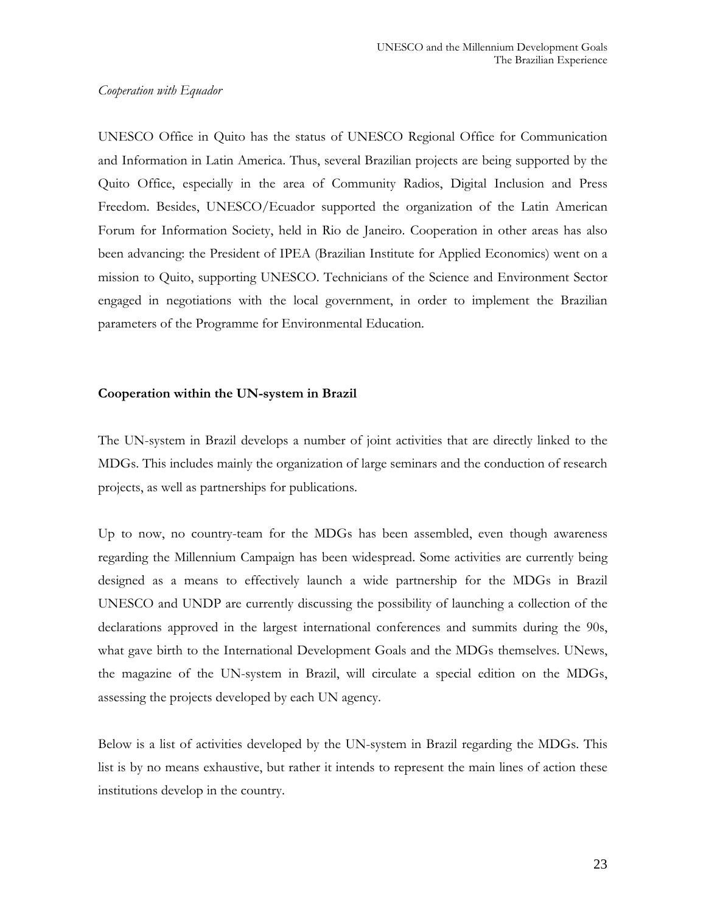*Cooperation with Equador*

UNESCO Office in Quito has the status of UNESCO Regional Office for Communication and Information in Latin America. Thus, several Brazilian projects are being supported by the Quito Office, especially in the area of Community Radios, Digital Inclusion and Press Freedom. Besides, UNESCO/Ecuador supported the organization of the Latin American Forum for Information Society, held in Rio de Janeiro. Cooperation in other areas has also been advancing: the President of IPEA (Brazilian Institute for Applied Economics) went on a mission to Quito, supporting UNESCO. Technicians of the Science and Environment Sector engaged in negotiations with the local government, in order to implement the Brazilian parameters of the Programme for Environmental Education.

**Cooperation within the UN-system in Brazil**

The UN-system in Brazil develops a number of joint activities that are directly linked to the MDGs. This includes mainly the organization of large seminars and the conduction of research projects, as well as partnerships for publications.

Up to now, no country-team for the MDGs has been assembled, even though awareness regarding the Millennium Campaign has been widespread. Some activities are currently being designed as a means to effectively launch a wide partnership for the MDGs in Brazil UNESCO and UNDP are currently discussing the possibility of launching a collection of the declarations approved in the largest international conferences and summits during the 90s, what gave birth to the International Development Goals and the MDGs themselves. UNews, the magazine of the UN-system in Brazil, will circulate a special edition on the MDGs, assessing the projects developed by each UN agency.

Below is a list of activities developed by the UN-system in Brazil regarding the MDGs. This list is by no means exhaustive, but rather it intends to represent the main lines of action these institutions develop in the country.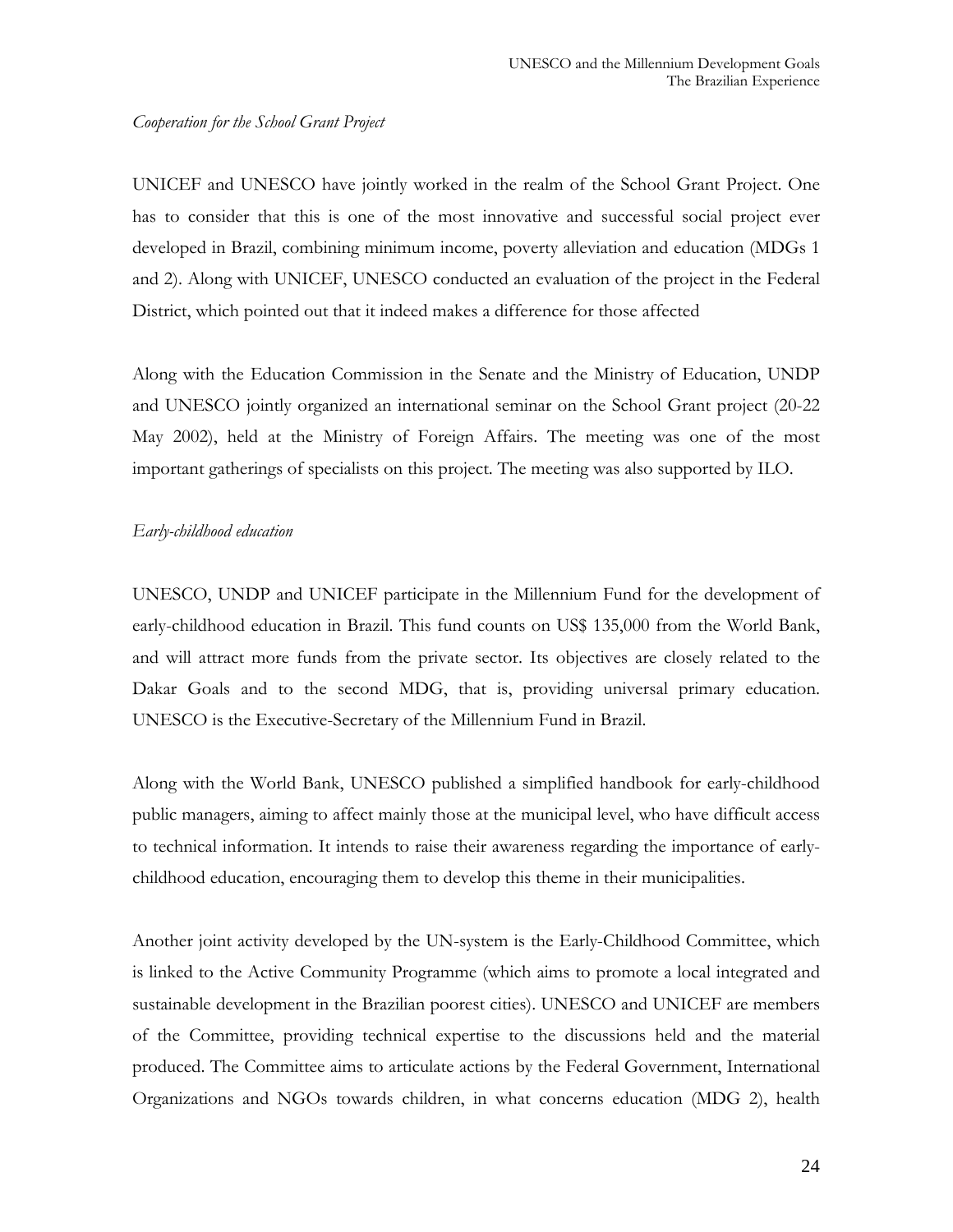*Cooperation for the School Grant Project*

UNICEF and UNESCO have jointly worked in the realm of the School Grant Project. One has to consider that this is one of the most innovative and successful social project ever developed in Brazil, combining minimum income, poverty alleviation and education (MDGs 1 and 2). Along with UNICEF, UNESCO conducted an evaluation of the project in the Federal District, which pointed out that it indeed makes a difference for those affected

Along with the Education Commission in the Senate and the Ministry of Education, UNDP and UNESCO jointly organized an international seminar on the School Grant project (20-22 May 2002), held at the Ministry of Foreign Affairs. The meeting was one of the most important gatherings of specialists on this project. The meeting was also supported by ILO.

*Early-childhood education*

UNESCO, UNDP and UNICEF participate in the Millennium Fund for the development of early-childhood education in Brazil. This fund counts on US$ 135,000 from the World Bank, and will attract more funds from the private sector. Its objectives are closely related to the Dakar Goals and to the second MDG, that is, providing universal primary education. UNESCO is the Executive-Secretary of the Millennium Fund in Brazil.

Along with the World Bank, UNESCO published a simplified handbook for early-childhood public managers, aiming to affect mainly those at the municipal level, who have difficult access to technical information. It intends to raise their awareness regarding the importance of early-childhood education, encouraging them to develop this theme in their municipalities.

Another joint activity developed by the UN-system is the Early-Childhood Committee, which is linked to the Active Community Programme (which aims to promote a local integrated and sustainable development in the Brazilian poorest cities). UNESCO and UNICEF are members of the Committee, providing technical expertise to the discussions held and the material produced. The Committee aims to articulate actions by the Federal Government, International Organizations and NGOs towards children, in what concerns education (MDG 2), health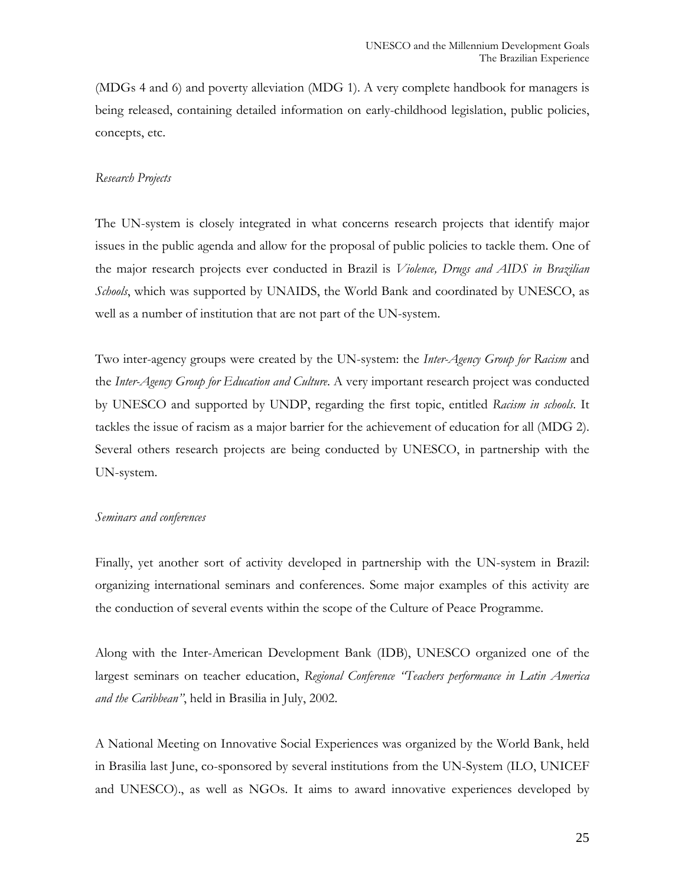(MDGs 4 and 6) and poverty alleviation (MDG 1). A very complete handbook for managers is being released, containing detailed information on early-childhood legislation, public policies, concepts, etc.

*Research Projects*

The UN-system is closely integrated in what concerns research projects that identify major issues in the public agenda and allow for the proposal of public policies to tackle them. One of the major research projects ever conducted in Brazil is *Violence, Drugs and AIDS in Brazilian Schools*, which was supported by UNAIDS, the World Bank and coordinated by UNESCO, as well as a number of institution that are not part of the UN-system.

Two inter-agency groups were created by the UN-system: the *Inter-Agency Group for Racism* and the *Inter-Agency Group for Education and Culture*. A very important research project was conducted by UNESCO and supported by UNDP, regarding the first topic, entitled *Racism in schools*. It tackles the issue of racism as a major barrier for the achievement of education for all (MDG 2). Several others research projects are being conducted by UNESCO, in partnership with the UN-system.

*Seminars and conferences*

Finally, yet another sort of activity developed in partnership with the UN-system in Brazil: organizing international seminars and conferences. Some major examples of this activity are the conduction of several events within the scope of the Culture of Peace Programme.

Along with the Inter-American Development Bank (IDB), UNESCO organized one of the largest seminars on teacher education, *Regional Conference "Teachers performance in Latin America and the Caribbean"*, held in Brasilia in July, 2002.

A National Meeting on Innovative Social Experiences was organized by the World Bank, held in Brasilia last June, co-sponsored by several institutions from the UN-System (ILO, UNICEF and UNESCO)., as well as NGOs. It aims to award innovative experiences developed by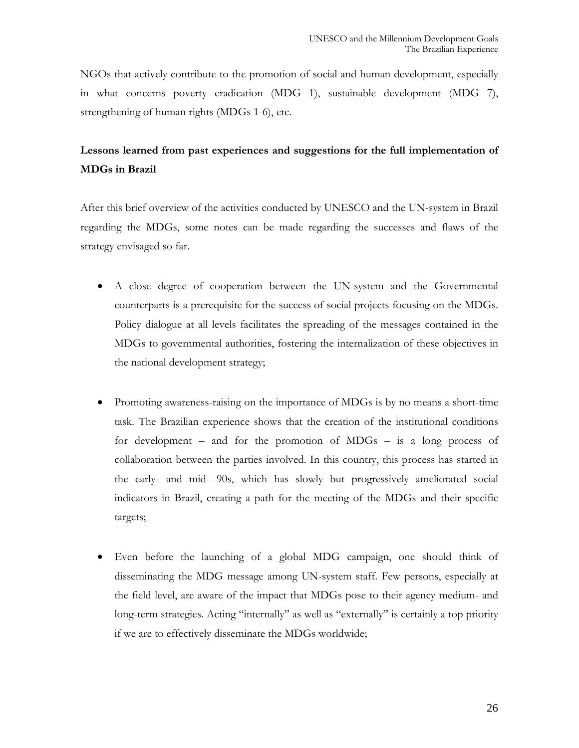NGOs that actively contribute to the promotion of social and human development, especially in what concerns poverty eradication (MDG 1), sustainable development (MDG 7), strengthening of human rights (MDGs 1-6), etc.

**Lessons learned from past experiences and suggestions for the full implementation of MDGs in Brazil**

After this brief overview of the activities conducted by UNESCO and the UN-system in Brazil regarding the MDGs, some notes can be made regarding the successes and flaws of the strategy envisaged so far.

- A close degree of cooperation between the UN-system and the Governmental counterparts is a prerequisite for the success of social projects focusing on the MDGs. Policy dialogue at all levels facilitates the spreading of the messages contained in the MDGs to governmental authorities, fostering the internalization of these objectives in the national development strategy;

- Promoting awareness-raising on the importance of MDGs is by no means a short-time task. The Brazilian experience shows that the creation of the institutional conditions for development – and for the promotion of MDGs – is a long process of collaboration between the parties involved. In this country, this process has started in the early- and mid- 90s, which has slowly but progressively ameliorated social indicators in Brazil, creating a path for the meeting of the MDGs and their specific targets;

- Even before the launching of a global MDG campaign, one should think of disseminating the MDG message among UN-system staff. Few persons, especially at the field level, are aware of the impact that MDGs pose to their agency medium- and long-term strategies. Acting "internally" as well as "externally" is certainly a top priority if we are to effectively disseminate the MDGs worldwide;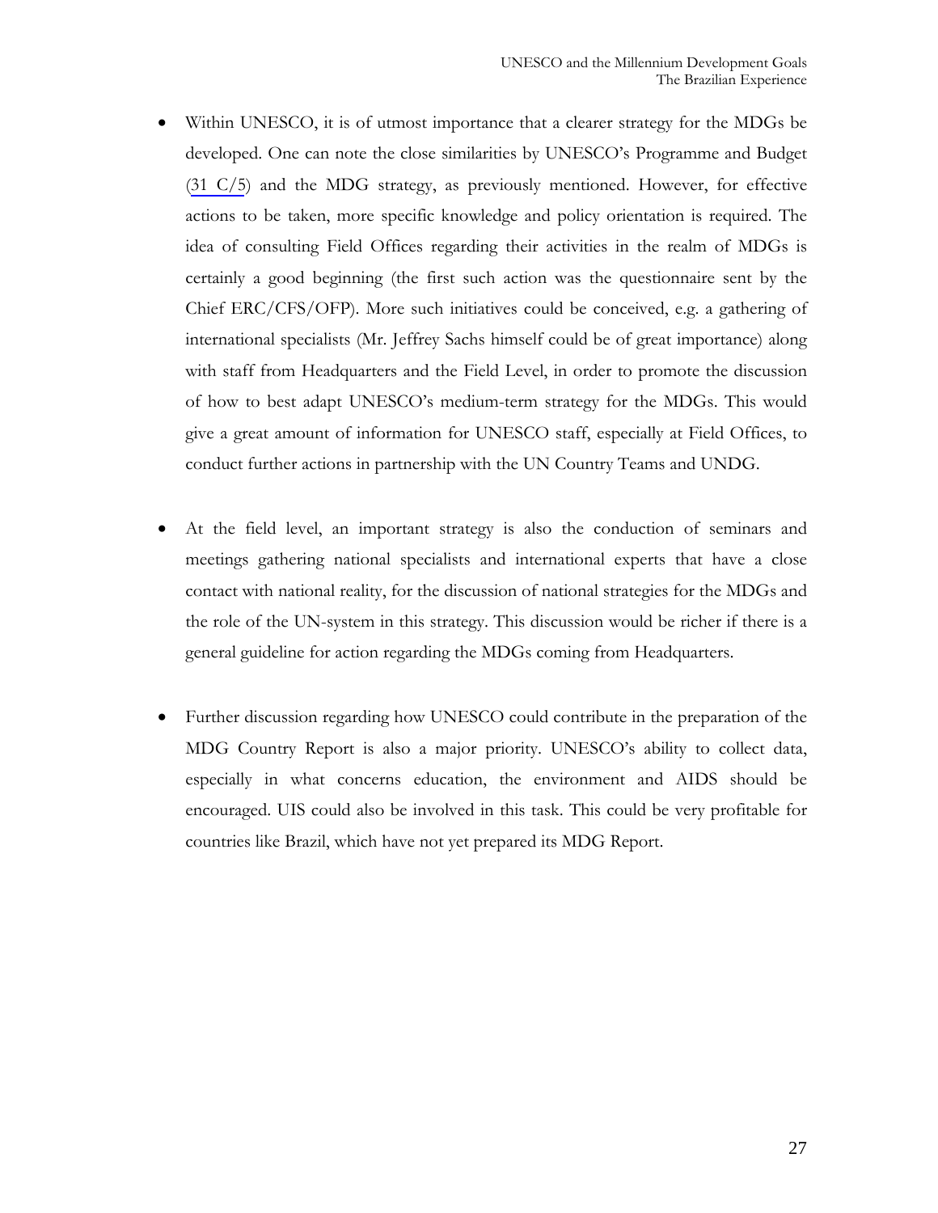- Within UNESCO, it is of utmost importance that a clearer strategy for the MDGs be developed. One can note the close similarities by UNESCO's Programme and Budget (31 C/5) and the MDG strategy, as previously mentioned. However, for effective actions to be taken, more specific knowledge and policy orientation is required. The idea of consulting Field Offices regarding their activities in the realm of MDGs is certainly a good beginning (the first such action was the questionnaire sent by the Chief ERC/CFS/OFP). More such initiatives could be conceived, e.g. a gathering of international specialists (Mr. Jeffrey Sachs himself could be of great importance) along with staff from Headquarters and the Field Level, in order to promote the discussion of how to best adapt UNESCO's medium-term strategy for the MDGs. This would give a great amount of information for UNESCO staff, especially at Field Offices, to conduct further actions in partnership with the UN Country Teams and UNDG.

- At the field level, an important strategy is also the conduction of seminars and meetings gathering national specialists and international experts that have a close contact with national reality, for the discussion of national strategies for the MDGs and the role of the UN-system in this strategy. This discussion would be richer if there is a general guideline for action regarding the MDGs coming from Headquarters.

- Further discussion regarding how UNESCO could contribute in the preparation of the MDG Country Report is also a major priority. UNESCO's ability to collect data, especially in what concerns education, the environment and AIDS should be encouraged. UIS could also be involved in this task. This could be very profitable for countries like Brazil, which have not yet prepared its MDG Report.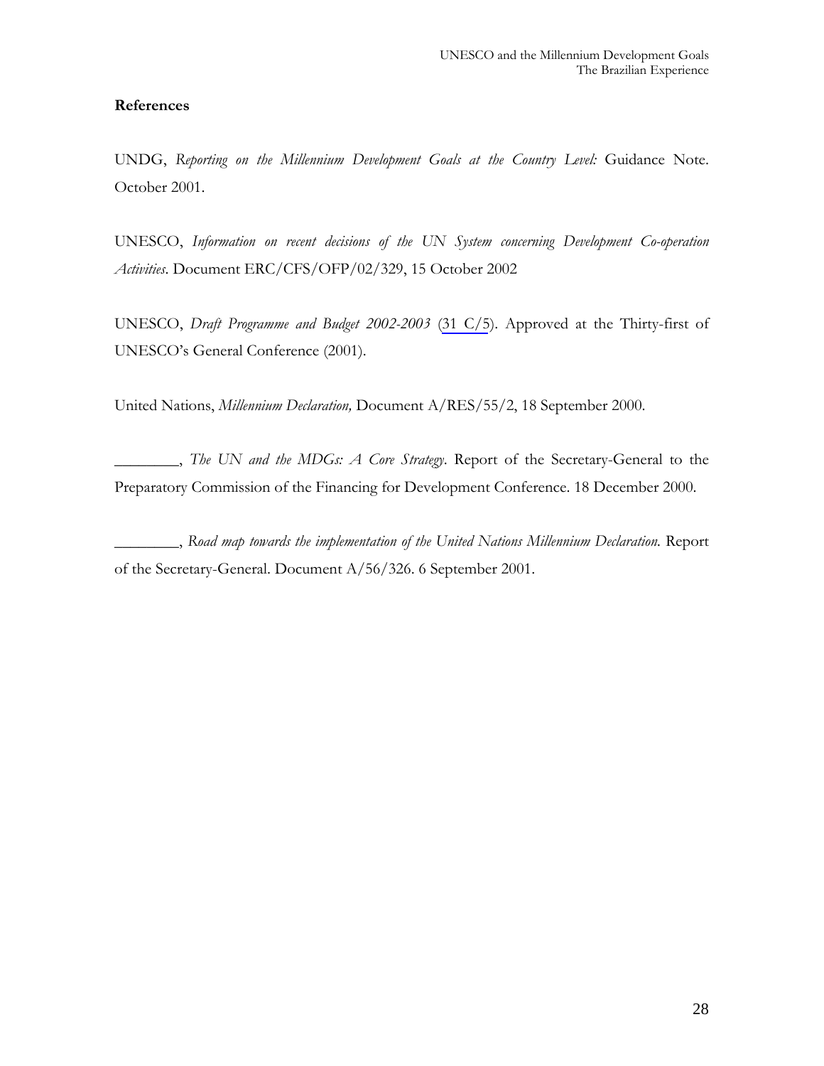## References

UNDG, *Reporting on the Millennium Development Goals at the Country Level:* Guidance Note. October 2001.

UNESCO, *Information on recent decisions of the UN System concerning Development Co-operation Activities*. Document ERC/CFS/OFP/02/329, 15 October 2002

UNESCO, *Draft Programme and Budget 2002-2003* (31 C/5). Approved at the Thirty-first of UNESCO's General Conference (2001).

United Nations, *Millennium Declaration,* Document A/RES/55/2, 18 September 2000.

________, *The UN and the MDGs: A Core Strategy*. Report of the Secretary-General to the Preparatory Commission of the Financing for Development Conference. 18 December 2000.

________, *Road map towards the implementation of the United Nations Millennium Declaration.* Report of the Secretary-General. Document A/56/326. 6 September 2001.